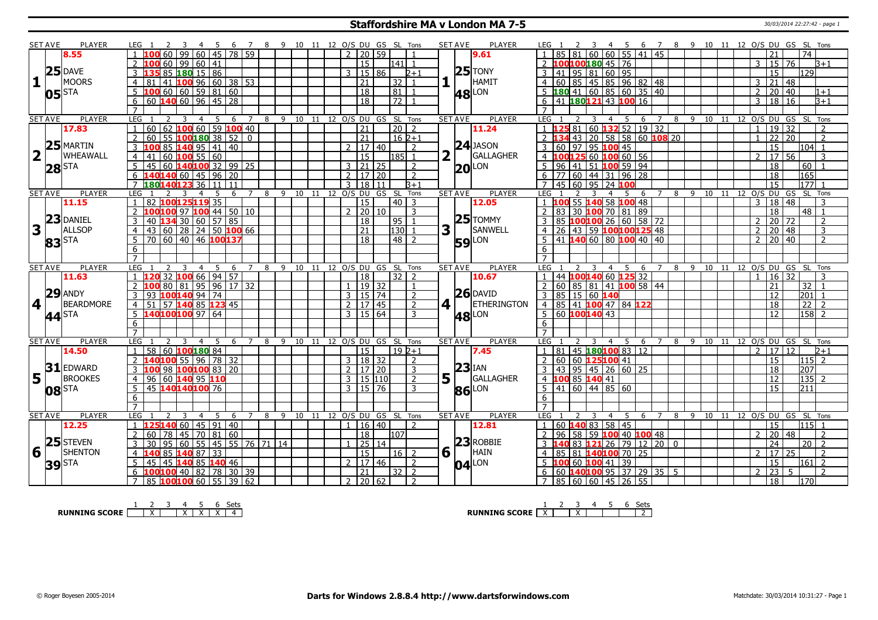# Staffordshire MA v London MA 7-5

30/03/2014 22:27:42 - page 1

| SET AVE | PLAYER | LEG | 1 | 2 | 3 | 4 | 5 | 6 | 7 | 8 | 9 | 10 | 11 | 12 | O/S | DU | GS | SL | Tons | SET AVE | PLAYER | LEG | 1 | 2 | 3 | 4 | 5 | 6 | 7 | 8 | 9 | 10 | 11 | 12 | O/S | DU | GS | SL | Tons |
|---|---|---|---|---|---|---|---|---|---|---|---|---|---|---|---|---|---|---|---|---|---|---|---|---|---|---|---|---|---|---|---|---|---|---|---|---|---|---|---|
| 8.55 | | 1 | 100 | 60 | 99 | 60 | 45 | 78 | 59 | | | | | | 2 | 20 | 59 | | 1 | 9.61 | | 1 | 85 | 81 | 60 | 60 | 55 | 41 | 45 | | | | | | | 21 | | 74 | |
| **1** 25 05 | DAVE MOORS STA | 2 | 100 | 60 | 99 | 60 | 41 | | | | | | | | | 15 | | 141 | 1 | **1** 25 48 | TONY HAMIT LON | 2 | 100 | 100 | 180 | 45 | 76 | | | | | | | | 3 | 15 | 76 | | 3+1 |
| | | 3 | 135 | 85 | 180 | 15 | 86 | | | | | | | | 3 | 15 | 86 | | 2+1 | | | 3 | 41 | 95 | 81 | 60 | 95 | | | | | | | | | 15 | | 129 | |
| | | 4 | 81 | 41 | 100 | 96 | 60 | 38 | 53 | | | | | | | 21 | | 32 | 1 | | | 4 | 60 | 85 | 45 | 85 | 96 | 82 | 48 | | | | | | 3 | 21 | 48 | | |
| | | 5 | 100 | 60 | 60 | 59 | 81 | 60 | | | | | | | | 18 | | 81 | 1 | | | 5 | 180 | 41 | 60 | 85 | 60 | 35 | 40 | | | | | | 2 | 20 | 40 | | 1+1 |
| | | 6 | 60 | 140 | 60 | 96 | 45 | 28 | | | | | | | | 18 | | 72 | 1 | | | 6 | 41 | 180 | 121 | 43 | 100 | 16 | | | | | | | 3 | 18 | 16 | | 3+1 |
| | | 7 | | | | | | | | | | | | | | | | | | | | 7 | | | | | | | | | | | | | | | | | |
| SET AVE | PLAYER | LEG | 1 | 2 | 3 | 4 | 5 | 6 | 7 | 8 | 9 | 10 | 11 | 12 | O/S | DU | GS | SL | Tons | SET AVE | PLAYER | LEG | 1 | 2 | 3 | 4 | 5 | 6 | 7 | 8 | 9 | 10 | 11 | 12 | O/S | DU | GS | SL | Tons |
| 17.83 | | 1 | 60 | 62 | 100 | 60 | 59 | 100 | 40 | | | | | | | 21 | | 20 | 2 | 11.24 | | 1 | 125 | 81 | 60 | 132 | 52 | 19 | 32 | | | | | | 1 | 19 | 32 | | 2 |
| **2** 25 28 | MARTIN WHEAWALL STA | 2 | 60 | 55 | 100 | 180 | 38 | 52 | 0 | | | | | | | 21 | | 16 | 2+1 | **2** 24 20 | JASON GALLAGHER LON | 2 | 134 | 43 | 20 | 58 | 58 | 60 | 108 | 20 | | | | | 1 | 22 | 20 | | 2 |
| | | 3 | 100 | 85 | 140 | 95 | 41 | 40 | | | | | | | 2 | 17 | 40 | | 2 | | | 3 | 60 | 97 | 95 | 100 | 45 | | | | | | | | | 15 | | 104 | 1 |
| | | 4 | 41 | 60 | 100 | 55 | 60 | | | | | | | | | 15 | | 185 | 1 | | | 4 | 100 | 125 | 60 | 100 | 60 | 56 | | | | | | | 2 | 17 | 56 | | 3 |
| | | 5 | 45 | 60 | 140 | 100 | 32 | 99 | 25 | | | | | | 3 | 21 | 25 | | 2 | | | 5 | 96 | 41 | 51 | 100 | 59 | 94 | | | | | | | | 18 | | 60 | 1 |
| | | 6 | 140 | 140 | 60 | 45 | 96 | 20 | | | | | | | 2 | 17 | 20 | | 2 | | | 6 | 77 | 60 | 44 | 31 | 96 | 28 | | | | | | | | 18 | | 165 | |
| | | 7 | 180 | 140 | 123 | 36 | 11 | 11 | | | | | | | 3 | 18 | 11 | | 3+1 | | | 7 | 45 | 60 | 95 | 24 | 100 | | | | | | | | | 15 | | 177 | 1 |
| SET AVE | PLAYER | LEG | 1 | 2 | 3 | 4 | 5 | 6 | 7 | 8 | 9 | 10 | 11 | 12 | O/S | DU | GS | SL | Tons | SET AVE | PLAYER | LEG | 1 | 2 | 3 | 4 | 5 | 6 | 7 | 8 | 9 | 10 | 11 | 12 | O/S | DU | GS | SL | Tons |
| 11.15 | | 1 | 82 | 100 | 125 | 119 | 35 | | | | | | | | | 15 | | 40 | 3 | 12.05 | | 1 | 100 | 55 | 140 | 58 | 100 | 48 | | | | | | | 3 | 18 | 48 | | 3 |
| **3** 23 83 | DANIEL ALLSOP STA | 2 | 100 | 100 | 97 | 100 | 44 | 50 | 10 | | | | | | 2 | 20 | 10 | | 3 | **3** 25 59 | TOMMY SANWELL LON | 2 | 83 | 30 | 100 | 70 | 81 | 89 | | | | | | | | 18 | | 48 | 1 |
| | | 3 | 40 | 134 | 30 | 60 | 57 | 85 | | | | | | | | 18 | | 95 | 1 | | | 3 | 85 | 100 | 100 | 26 | 60 | 58 | 72 | | | | | | 2 | 20 | 72 | | 2 |
| | | 4 | 43 | 60 | 28 | 24 | 50 | 100 | 66 | | | | | | | 21 | | 130 | 1 | | | 4 | 26 | 43 | 59 | 100 | 100 | 125 | 48 | | | | | | 2 | 20 | 48 | | 3 |
| | | 5 | 70 | 60 | 40 | 46 | 100 | 137 | | | | | | | | 18 | | 48 | 2 | | | 5 | 41 | 140 | 60 | 80 | 100 | 40 | 40 | | | | | | 2 | 20 | 40 | | 2 |
| | | 6 | | | | | | | | | | | | | | | | | | | | 6 | | | | | | | | | | | | | | | | | |
| | | 7 | | | | | | | | | | | | | | | | | | | | 7 | | | | | | | | | | | | | | | | | |
| SET AVE | PLAYER | LEG | 1 | 2 | 3 | 4 | 5 | 6 | 7 | 8 | 9 | 10 | 11 | 12 | O/S | DU | GS | SL | Tons | SET AVE | PLAYER | LEG | 1 | 2 | 3 | 4 | 5 | 6 | 7 | 8 | 9 | 10 | 11 | 12 | O/S | DU | GS | SL | Tons |
| 11.63 | | 1 | 120 | 32 | 100 | 66 | 94 | 57 | | | | | | | | 18 | | 32 | 2 | 10.67 | | 1 | 44 | 100 | 140 | 60 | 125 | 32 | | | | | | | 1 | 16 | 32 | | 3 |
| **4** 29 44 | ANDY BEARDMORE STA | 2 | 100 | 80 | 81 | 95 | 96 | 17 | 32 | | | | | | 1 | 19 | 32 | | 1 | **4** 26 48 | DAVID ETHERINGTON LON | 2 | 60 | 85 | 81 | 41 | 100 | 58 | 44 | | | | | | | 21 | | 32 | 1 |
| | | 3 | 93 | 100 | 140 | 94 | 74 | | | | | | | | 3 | 15 | 74 | | 2 | | | 3 | 85 | 15 | 60 | 140 | | | | | | | | | | 12 | | 201 | 1 |
| | | 4 | 51 | 57 | 140 | 85 | 123 | 45 | | | | | | | 2 | 17 | 45 | | 2 | | | 4 | 85 | 41 | 100 | 47 | 84 | 122 | | | | | | | | 18 | | 22 | 2 |
| | | 5 | 140 | 100 | 100 | 97 | 64 | | | | | | | | 3 | 15 | 64 | | 3 | | | 5 | 60 | 100 | 140 | 43 | | | | | | | | | | 12 | | 158 | 2 |
| | | 6 | | | | | | | | | | | | | | | | | | | | 6 | | | | | | | | | | | | | | | | | |
| | | 7 | | | | | | | | | | | | | | | | | | | | 7 | | | | | | | | | | | | | | | | | |
| SET AVE | PLAYER | LEG | 1 | 2 | 3 | 4 | 5 | 6 | 7 | 8 | 9 | 10 | 11 | 12 | O/S | DU | GS | SL | Tons | SET AVE | PLAYER | LEG | 1 | 2 | 3 | 4 | 5 | 6 | 7 | 8 | 9 | 10 | 11 | 12 | O/S | DU | GS | SL | Tons |
| 14.50 | | 1 | 58 | 60 | 100 | 180 | 84 | | | | | | | | | 15 | | 19 | 2+1 | 7.45 | | 1 | 81 | 45 | 180 | 100 | 83 | 12 | | | | | | | 2 | 17 | 12 | | 2+1 |
| **5** 31 08 | EDWARD BROOKES STA | 2 | 140 | 100 | 55 | 96 | 78 | 32 | | | | | | | 3 | 18 | 32 | | 2 | **5** 23 86 | IAN GALLAGHER LON | 2 | 60 | 60 | 125 | 100 | 41 | | | | | | | | | 15 | | 115 | 2 |
| | | 3 | 100 | 98 | 100 | 100 | 83 | 20 | | | | | | | 2 | 17 | 20 | | 3 | | | 3 | 43 | 95 | 45 | 26 | 60 | 25 | | | | | | | | 18 | | 207 | |
| | | 4 | 96 | 60 | 140 | 95 | 110 | | | | | | | | 3 | 15 | 110 | | 2 | | | 4 | 100 | 85 | 140 | 41 | | | | | | | | | | 12 | | 135 | 2 |
| | | 5 | 45 | 140 | 140 | 100 | 76 | | | | | | | | 3 | 15 | 76 | | 3 | | | 5 | 41 | 60 | 44 | 85 | 60 | | | | | | | | | 15 | | 211 | |
| | | 6 | | | | | | | | | | | | | | | | | | | | 6 | | | | | | | | | | | | | | | | | |
| | | 7 | | | | | | | | | | | | | | | | | | | | 7 | | | | | | | | | | | | | | | | | |
| SET AVE | PLAYER | LEG | 1 | 2 | 3 | 4 | 5 | 6 | 7 | 8 | 9 | 10 | 11 | 12 | O/S | DU | GS | SL | Tons | SET AVE | PLAYER | LEG | 1 | 2 | 3 | 4 | 5 | 6 | 7 | 8 | 9 | 10 | 11 | 12 | O/S | DU | GS | SL | Tons |
| 12.25 | | 1 | 125 | 140 | 60 | 45 | 91 | 40 | | | | | | | 1 | 16 | 40 | | 2 | 12.81 | | 1 | 60 | 140 | 83 | 58 | 45 | | | | | | | | | 15 | | 115 | 1 |
| **6** 25 39 | STEVEN SHENTON STA | 2 | 60 | 78 | 45 | 70 | 81 | 60 | | | | | | | | 18 | | 107 | | **6** 23 04 | ROBBIE HAIN LON | 2 | 96 | 58 | 59 | 100 | 40 | 100 | 48 | | | | | | 2 | 20 | 48 | | 2 |
| | | 3 | 30 | 95 | 60 | 55 | 45 | 55 | 76 | 71 | 14 | | | | 1 | 25 | 14 | | | | | 3 | 140 | 83 | 121 | 26 | 79 | 12 | 20 | 0 | | | | | | 24 | | 20 | 2 |
| | | 4 | 140 | 85 | 140 | 87 | 33 | | | | | | | | | 15 | | 16 | 2 | | | 4 | 85 | 81 | 140 | 100 | 70 | 25 | | | | | | | 2 | 17 | 25 | | 2 |
| | | 5 | 45 | 45 | 140 | 85 | 140 | 46 | | | | | | | 2 | 17 | 46 | | 2 | | | 5 | 100 | 60 | 100 | 41 | 39 | | | | | | | | | 15 | | 161 | 2 |
| | | 6 | 100 | 100 | 40 | 82 | 78 | 30 | 39 | | | | | | | 21 | | 32 | 2 | | | 6 | 60 | 140 | 100 | 95 | 37 | 29 | 35 | 5 | | | | | 2 | 23 | 5 | | 2 |
| | | 7 | 85 | 100 | 100 | 60 | 55 | 39 | 62 | | | | | | 2 | 20 | 62 | | 2 | | | 7 | 85 | 60 | 60 | 45 | 26 | 55 | | | | | | | | 18 | | 170 | |

| RUNNING SCORE | 1 | 2 | 3 | 4 | 5 | 6 | Sets |
|---|---|---|---|---|---|---|---|
| STA | | X | | X | X | X | 4 |

| RUNNING SCORE | 1 | 2 | 3 | 4 | 5 | 6 | Sets |
|---|---|---|---|---|---|---|---|
| LON | X | | X | | | | 2 |

© Roger Boyesen 2005-2014 **Darts for Windows 2.8.8.4 http://www.dartsforwindows.com** Matchdate: 30/03/2014 10:31:27 - Page 1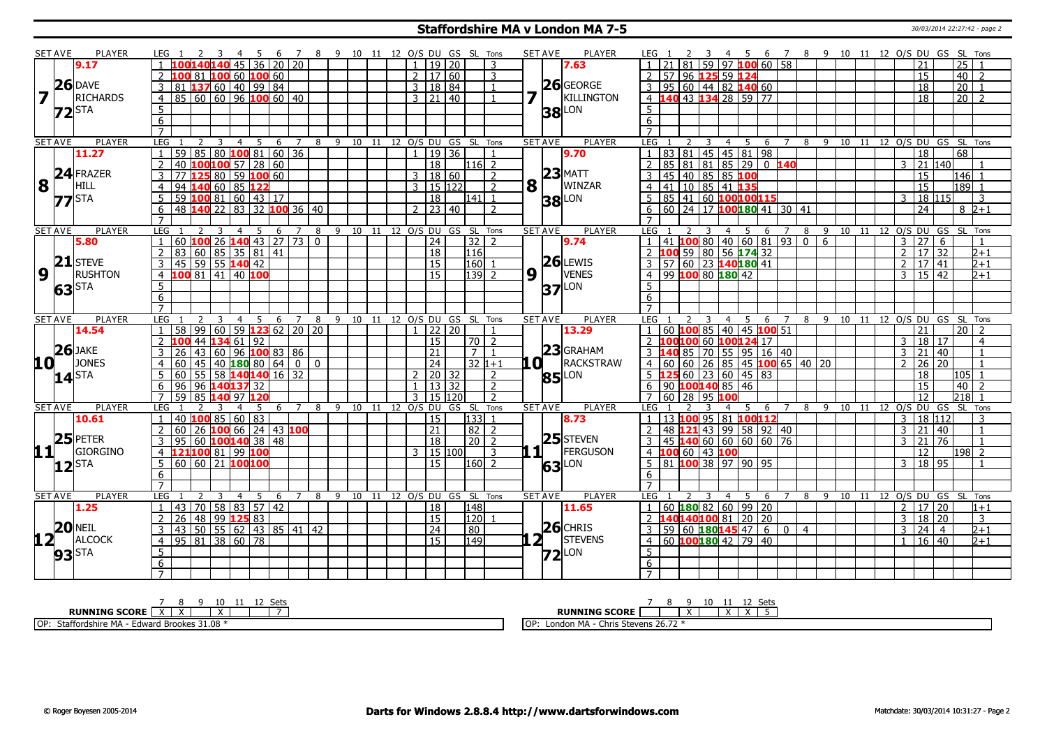## Staffordshire MA v London MA 7-5

30/03/2014 22:27:42 - page 2

### Set 7

| SET AVE | PLAYER | LEG | 1 | 2 | 3 | 4 | 5 | 6 | 7 | 8 | 9 | 10 | 11 | 12 | O/S | DU | GS | SL | Tons |
|---|---|---|---|---|---|---|---|---|---|---|---|---|---|---|---|---|---|---|---|
| 9.17 | 26 DAVE RICHARDS | 1 | 100 | 140 | 140 | 45 | 36 | 20 | 20 | | | | | | 1 | 19 | 20 | | 3 |
| 7 | | 2 | 100 | 81 | 100 | 60 | 100 | 60 | | | | | | | 2 | 17 | 60 | | 3 |
| 72 STA | | 3 | 81 | 137 | 60 | 40 | 99 | 84 | | | | | | | 3 | 18 | 84 | | 1 |
| | | 4 | 85 | 60 | 60 | 96 | 100 | 60 | 40 | | | | | | 3 | 21 | 40 | | 1 |

| SET AVE | PLAYER | LEG | 1 | 2 | 3 | 4 | 5 | 6 | 7 | 8 | 9 | 10 | 11 | 12 | O/S | DU | GS | SL | Tons |
|---|---|---|---|---|---|---|---|---|---|---|---|---|---|---|---|---|---|---|---|
| 7.63 | 26 GEORGE KILLINGTON | 1 | 21 | 81 | 59 | 97 | 100 | 60 | 58 | | | | | | | 21 | | 25 | 1 |
| 7 | | 2 | 57 | 96 | 125 | 59 | 124 | | | | | | | | | 15 | | 40 | 2 |
| 38 LON | | 3 | 95 | 60 | 44 | 82 | 140 | 60 | | | | | | | | 18 | | 20 | 1 |
| | | 4 | 140 | 43 | 134 | 28 | 59 | 77 | | | | | | | | 18 | | 20 | 2 |

### Set 8

| SET AVE | PLAYER | LEG | 1 | 2 | 3 | 4 | 5 | 6 | 7 | 8 | 9 | 10 | 11 | 12 | O/S | DU | GS | SL | Tons |
|---|---|---|---|---|---|---|---|---|---|---|---|---|---|---|---|---|---|---|---|
| 11.27 | 24 FRAZER HILL | 1 | 59 | 85 | 80 | 100 | 81 | 60 | 36 | | | | | | 1 | 19 | 36 | | 1 |
| 8 | | 2 | 40 | 100 | 100 | 57 | 28 | 60 | | | | | | | | 18 | | 116 | 2 |
| 77 STA | | 3 | 77 | 125 | 80 | 59 | 100 | 60 | | | | | | | 3 | 18 | 60 | | 2 |
| | | 4 | 94 | 140 | 60 | 85 | 122 | | | | | | | | 3 | 15 | 122 | | 2 |
| | | 5 | 59 | 100 | 81 | 60 | 43 | 17 | | | | | | | | 18 | | 141 | 1 |
| | | 6 | 48 | 140 | 22 | 83 | 32 | 100 | 36 | 40 | | | | | 2 | 23 | 40 | | 2 |

| SET AVE | PLAYER | LEG | 1 | 2 | 3 | 4 | 5 | 6 | 7 | 8 | 9 | 10 | 11 | 12 | O/S | DU | GS | SL | Tons |
|---|---|---|---|---|---|---|---|---|---|---|---|---|---|---|---|---|---|---|---|
| 9.70 | 23 MATT WINZAR | 1 | 83 | 81 | 45 | 45 | 81 | 98 | | | | | | | | 18 | | 68 | |
| 8 | | 2 | 85 | 81 | 81 | 85 | 29 | 0 | 140 | | | | | | 3 | 21 | 140 | | 1 |
| 38 LON | | 3 | 45 | 40 | 85 | 85 | 100 | | | | | | | | | 15 | | 146 | 1 |
| | | 4 | 41 | 10 | 85 | 41 | 135 | | | | | | | | | 15 | | 189 | 1 |
| | | 5 | 85 | 41 | 60 | 100 | 100 | 115 | | | | | | | 3 | 18 | 115 | | 3 |
| | | 6 | 60 | 24 | 17 | 100 | 180 | 41 | 30 | 41 | | | | | | 24 | | 8 | 2+1 |

### Set 9

| SET AVE | PLAYER | LEG | 1 | 2 | 3 | 4 | 5 | 6 | 7 | 8 | 9 | 10 | 11 | 12 | O/S | DU | GS | SL | Tons |
|---|---|---|---|---|---|---|---|---|---|---|---|---|---|---|---|---|---|---|---|
| 5.80 | 21 STEVE RUSHTON | 1 | 60 | 100 | 26 | 140 | 43 | 27 | 73 | 0 | | | | | | 24 | | 32 | 2 |
| 9 | | 2 | 83 | 60 | 85 | 35 | 81 | 41 | | | | | | | | 18 | | 116 | |
| 63 STA | | 3 | 45 | 59 | 55 | 140 | 42 | | | | | | | | | 15 | | 160 | 1 |
| | | 4 | 100 | 81 | 41 | 40 | 100 | | | | | | | | | 15 | | 139 | 2 |

| SET AVE | PLAYER | LEG | 1 | 2 | 3 | 4 | 5 | 6 | 7 | 8 | 9 | 10 | 11 | 12 | O/S | DU | GS | SL | Tons |
|---|---|---|---|---|---|---|---|---|---|---|---|---|---|---|---|---|---|---|---|
| 9.74 | 26 LEWIS VENES | 1 | 41 | 100 | 80 | 40 | 60 | 81 | 93 | 0 | 6 | | | | 3 | 27 | 6 | | 1 |
| 9 | | 2 | 100 | 59 | 80 | 56 | 174 | 32 | | | | | | | 2 | 17 | 32 | | 2+1 |
| 37 LON | | 3 | 57 | 60 | 23 | 140 | 180 | 41 | | | | | | | 2 | 17 | 41 | | 2+1 |
| | | 4 | 99 | 100 | 80 | 180 | 42 | | | | | | | | 3 | 15 | 42 | | 2+1 |

### Set 10

| SET AVE | PLAYER | LEG | 1 | 2 | 3 | 4 | 5 | 6 | 7 | 8 | 9 | 10 | 11 | 12 | O/S | DU | GS | SL | Tons |
|---|---|---|---|---|---|---|---|---|---|---|---|---|---|---|---|---|---|---|---|
| 14.54 | 26 JAKE JONES | 1 | 58 | 99 | 60 | 59 | 123 | 62 | 20 | 20 | | | | | 1 | 22 | 20 | | 1 |
| 10 | | 2 | 100 | 44 | 134 | 61 | 92 | | | | | | | | | 15 | | 70 | 2 |
| 14 STA | | 3 | 26 | 43 | 60 | 96 | 100 | 83 | 86 | | | | | | | 21 | | 7 | 1 |
| | | 4 | 60 | 45 | 40 | 180 | 80 | 64 | 0 | 0 | | | | | | 24 | | 32 | 1+1 |
| | | 5 | 60 | 55 | 58 | 140 | 140 | 16 | 32 | | | | | | 2 | 20 | 32 | | 2 |
| | | 6 | 96 | 96 | 140 | 137 | 32 | | | | | | | | 1 | 13 | 32 | | 2 |
| | | 7 | 59 | 85 | 140 | 97 | 120 | | | | | | | | 3 | 15 | 120 | | 2 |

| SET AVE | PLAYER | LEG | 1 | 2 | 3 | 4 | 5 | 6 | 7 | 8 | 9 | 10 | 11 | 12 | O/S | DU | GS | SL | Tons |
|---|---|---|---|---|---|---|---|---|---|---|---|---|---|---|---|---|---|---|---|
| 13.29 | 23 GRAHAM RACKSTRAW | 1 | 60 | 100 | 85 | 40 | 45 | 100 | 51 | | | | | | | 21 | | 20 | 2 |
| 10 | | 2 | 100 | 100 | 60 | 100 | 124 | 17 | | | | | | | 3 | 18 | 17 | | 4 |
| 85 LON | | 3 | 140 | 85 | 70 | 55 | 95 | 16 | 40 | | | | | | 3 | 21 | 40 | | 1 |
| | | 4 | 60 | 60 | 26 | 85 | 45 | 100 | 65 | 40 | 20 | | | | 2 | 26 | 20 | | 1 |
| | | 5 | 125 | 60 | 23 | 60 | 45 | 83 | | | | | | | | 18 | | 105 | 1 |
| | | 6 | 90 | 100 | 140 | 85 | 46 | | | | | | | | | 15 | | 40 | 2 |
| | | 7 | 60 | 28 | 95 | 100 | | | | | | | | | | 12 | | 218 | 1 |

### Set 11

| SET AVE | PLAYER | LEG | 1 | 2 | 3 | 4 | 5 | 6 | 7 | 8 | 9 | 10 | 11 | 12 | O/S | DU | GS | SL | Tons |
|---|---|---|---|---|---|---|---|---|---|---|---|---|---|---|---|---|---|---|---|
| 10.61 | 25 PETER GIORGINO | 1 | 40 | 100 | 85 | 60 | 83 | | | | | | | | | 15 | | 133 | 1 |
| 11 | | 2 | 60 | 26 | 100 | 66 | 24 | 43 | 100 | | | | | | | 21 | | 82 | 2 |
| 12 STA | | 3 | 95 | 60 | 100 | 140 | 38 | 48 | | | | | | | | 18 | | 20 | 2 |
| | | 4 | 121 | 100 | 81 | 99 | 100 | | | | | | | | 3 | 15 | 100 | | 3 |
| | | 5 | 60 | 60 | 21 | 100 | 100 | | | | | | | | | 15 | | 160 | 2 |

| SET AVE | PLAYER | LEG | 1 | 2 | 3 | 4 | 5 | 6 | 7 | 8 | 9 | 10 | 11 | 12 | O/S | DU | GS | SL | Tons |
|---|---|---|---|---|---|---|---|---|---|---|---|---|---|---|---|---|---|---|---|
| 8.73 | 25 STEVEN FERGUSON | 1 | 13 | 100 | 95 | 81 | 100 | 112 | | | | | | | 3 | 18 | 112 | | 3 |
| 11 | | 2 | 48 | 121 | 43 | 99 | 58 | 92 | 40 | | | | | | 3 | 21 | 40 | | 1 |
| 63 LON | | 3 | 45 | 140 | 60 | 60 | 60 | 60 | 76 | | | | | | 3 | 21 | 76 | | 1 |
| | | 4 | 100 | 60 | 43 | 100 | | | | | | | | | | 12 | | 198 | 2 |
| | | 5 | 81 | 100 | 38 | 97 | 90 | 95 | | | | | | | 3 | 18 | 95 | | 1 |

### Set 12

| SET AVE | PLAYER | LEG | 1 | 2 | 3 | 4 | 5 | 6 | 7 | 8 | 9 | 10 | 11 | 12 | O/S | DU | GS | SL | Tons |
|---|---|---|---|---|---|---|---|---|---|---|---|---|---|---|---|---|---|---|---|
| 1.25 | 20 NEIL ALCOCK | 1 | 43 | 70 | 58 | 83 | 57 | 42 | | | | | | | | 18 | | 148 | |
| 12 | | 2 | 26 | 48 | 99 | 125 | 83 | | | | | | | | | 15 | | 120 | 1 |
| 93 STA | | 3 | 43 | 50 | 55 | 62 | 43 | 85 | 41 | 42 | | | | | | 24 | | 80 | |
| | | 4 | 95 | 81 | 38 | 60 | 78 | | | | | | | | | 15 | | 149 | |

| SET AVE | PLAYER | LEG | 1 | 2 | 3 | 4 | 5 | 6 | 7 | 8 | 9 | 10 | 11 | 12 | O/S | DU | GS | SL | Tons |
|---|---|---|---|---|---|---|---|---|---|---|---|---|---|---|---|---|---|---|---|
| 11.65 | 26 CHRIS STEVENS | 1 | 60 | 180 | 82 | 60 | 99 | 20 | | | | | | | 2 | 17 | 20 | | 1+1 |
| 12 | | 2 | 140 | 140 | 100 | 81 | 20 | 20 | | | | | | | 3 | 18 | 20 | | 3 |
| 72 LON | | 3 | 59 | 60 | 180 | 145 | 47 | 6 | 0 | 4 | | | | | 3 | 24 | 4 | | 2+1 |
| | | 4 | 60 | 100 | 180 | 42 | 79 | 40 | | | | | | | 1 | 16 | 40 | | 2+1 |

### Running Score

| | 7 | 8 | 9 | 10 | 11 | 12 | Sets |
|---|---|---|---|---|---|---|---|
| Staffordshire MA | X | X | | X | | | 7 |
| London MA | | | X | | X | X | 5 |

OP: Staffordshire MA - Edward Brookes 31.08 *

OP: London MA - Chris Stevens 26.72 *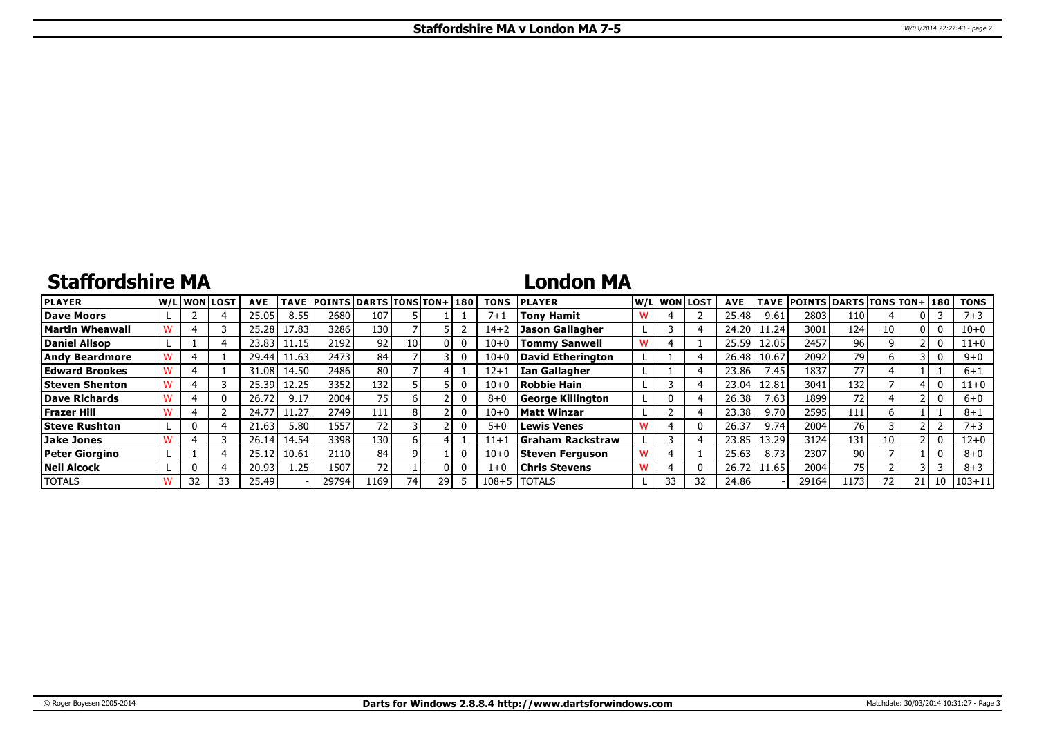# Staffordshire MA

| PLAYER | W/L | WON | LOST | AVE | TAVE | POINTS | DARTS | TONS | TON+ | 180 | TONS |
|---|---|---|---|---|---|---|---|---|---|---|---|
| Dave Moors | L | 2 | 4 | 25.05 | 8.55 | 2680 | 107 | 5 | 1 | 1 | 7+1 |
| Martin Wheawall | W | 4 | 3 | 25.28 | 17.83 | 3286 | 130 | 7 | 5 | 2 | 14+2 |
| Daniel Allsop | L | 1 | 4 | 23.83 | 11.15 | 2192 | 92 | 10 | 0 | 0 | 10+0 |
| Andy Beardmore | W | 4 | 1 | 29.44 | 11.63 | 2473 | 84 | 7 | 3 | 0 | 10+0 |
| Edward Brookes | W | 4 | 1 | 31.08 | 14.50 | 2486 | 80 | 7 | 4 | 1 | 12+1 |
| Steven Shenton | W | 4 | 3 | 25.39 | 12.25 | 3352 | 132 | 5 | 5 | 0 | 10+0 |
| Dave Richards | W | 4 | 0 | 26.72 | 9.17 | 2004 | 75 | 6 | 2 | 0 | 8+0 |
| Frazer Hill | W | 4 | 2 | 24.77 | 11.27 | 2749 | 111 | 8 | 2 | 0 | 10+0 |
| Steve Rushton | L | 0 | 4 | 21.63 | 5.80 | 1557 | 72 | 3 | 2 | 0 | 5+0 |
| Jake Jones | W | 4 | 3 | 26.14 | 14.54 | 3398 | 130 | 6 | 4 | 1 | 11+1 |
| Peter Giorgino | L | 1 | 4 | 25.12 | 10.61 | 2110 | 84 | 9 | 1 | 0 | 10+0 |
| Neil Alcock | L | 0 | 4 | 20.93 | 1.25 | 1507 | 72 | 1 | 0 | 0 | 1+0 |
| TOTALS | W | 32 | 33 | 25.49 | - | 29794 | 1169 | 74 | 29 | 5 | 108+5 |

# London MA

| PLAYER | W/L | WON | LOST | AVE | TAVE | POINTS | DARTS | TONS | TON+ | 180 | TONS |
|---|---|---|---|---|---|---|---|---|---|---|---|
| Tony Hamit | W | 4 | 2 | 25.48 | 9.61 | 2803 | 110 | 4 | 0 | 3 | 7+3 |
| Jason Gallagher | L | 3 | 4 | 24.20 | 11.24 | 3001 | 124 | 10 | 0 | 0 | 10+0 |
| Tommy Sanwell | W | 4 | 1 | 25.59 | 12.05 | 2457 | 96 | 9 | 2 | 0 | 11+0 |
| David Etherington | L | 1 | 4 | 26.48 | 10.67 | 2092 | 79 | 6 | 3 | 0 | 9+0 |
| Ian Gallagher | L | 1 | 4 | 23.86 | 7.45 | 1837 | 77 | 4 | 1 | 1 | 6+1 |
| Robbie Hain | L | 3 | 4 | 23.04 | 12.81 | 3041 | 132 | 7 | 4 | 0 | 11+0 |
| George Killington | L | 0 | 4 | 26.38 | 7.63 | 1899 | 72 | 4 | 2 | 0 | 6+0 |
| Matt Winzar | L | 2 | 4 | 23.38 | 9.70 | 2595 | 111 | 6 | 1 | 1 | 8+1 |
| Lewis Venes | W | 4 | 0 | 26.37 | 9.74 | 2004 | 76 | 3 | 2 | 2 | 7+3 |
| Graham Rackstraw | L | 3 | 4 | 23.85 | 13.29 | 3124 | 131 | 10 | 2 | 0 | 12+0 |
| Steven Ferguson | W | 4 | 1 | 25.63 | 8.73 | 2307 | 90 | 7 | 1 | 0 | 8+0 |
| Chris Stevens | W | 4 | 0 | 26.72 | 11.65 | 2004 | 75 | 2 | 3 | 3 | 8+3 |
| TOTALS | L | 33 | 32 | 24.86 | - | 29164 | 1173 | 72 | 21 | 10 | 103+11 |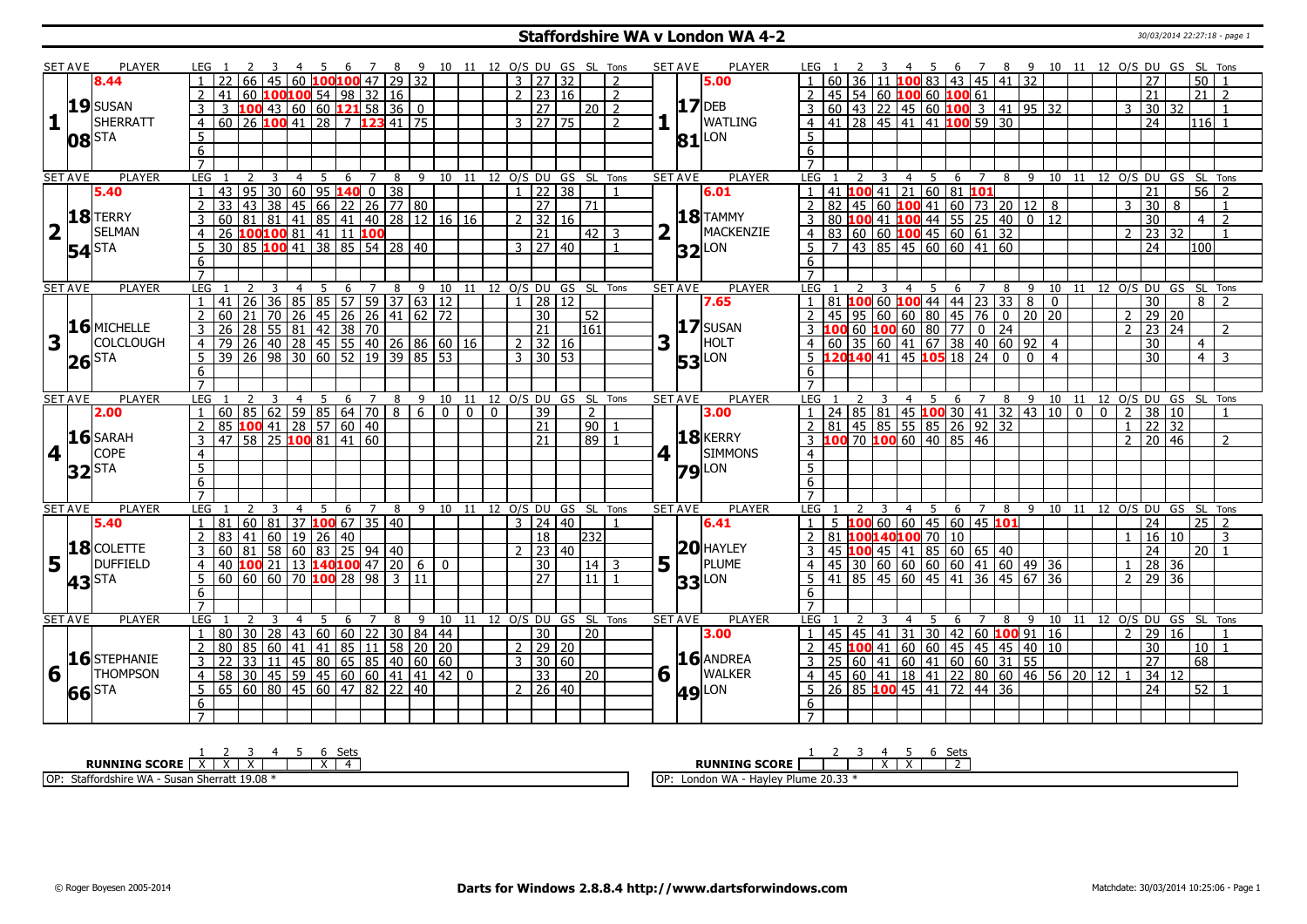# Staffordshire WA v London WA 4-2

30/03/2014 22:27:18 - page 1

## Set 1

| SET AVE | PLAYER | LEG | 1 | 2 | 3 | 4 | 5 | 6 | 7 | 8 | 9 | 10 | 11 | 12 | O/S | DU | GS | SL | Tons |
|---|---|---|---|---|---|---|---|---|---|---|---|---|---|---|---|---|---|---|---|
| 8.44 | SUSAN SHERRATT 19.08 STA | 1 | 22 | 66 | 45 | 60 | 100 | 100 | 47 | 29 | 32 | | | | 3 | 27 | 32 | | 2 |
| | | 2 | 41 | 60 | 100 | 100 | 54 | 98 | 32 | 16 | | | | | 2 | 23 | 16 | | 2 |
| | | 3 | 3 | 100 | 43 | 60 | 60 | 121 | 58 | 36 | 0 | | | | | 27 | | 20 | 2 |
| | | 4 | 60 | 26 | 100 | 41 | 28 | 7 | 123 | 41 | 75 | | | | 3 | 27 | 75 | | 2 |

| SET AVE | PLAYER | LEG | 1 | 2 | 3 | 4 | 5 | 6 | 7 | 8 | 9 | 10 | 11 | 12 | O/S | DU | GS | SL | Tons |
|---|---|---|---|---|---|---|---|---|---|---|---|---|---|---|---|---|---|---|---|
| 5.00 | DEB WATLING 17.81 LON | 1 | 60 | 36 | 11 | 100 | 83 | 43 | 45 | 41 | 32 | | | | | 27 | | 50 | 1 |
| | | 2 | 45 | 54 | 60 | 100 | 60 | 100 | 61 | | | | | | | 21 | | 21 | 2 |
| | | 3 | 60 | 43 | 22 | 45 | 60 | 100 | 3 | 41 | 95 | 32 | | | 3 | 30 | 32 | | 1 |
| | | 4 | 41 | 28 | 45 | 41 | 41 | 100 | 59 | 30 | | | | | | 24 | | 116 | 1 |

## Set 2

| SET AVE | PLAYER | LEG | 1 | 2 | 3 | 4 | 5 | 6 | 7 | 8 | 9 | 10 | 11 | 12 | O/S | DU | GS | SL | Tons |
|---|---|---|---|---|---|---|---|---|---|---|---|---|---|---|---|---|---|---|---|
| 5.40 | TERRY SELMAN 18.54 STA | 1 | 43 | 95 | 30 | 60 | 95 | 140 | 0 | 38 | | | | | 1 | 22 | 38 | | 1 |
| | | 2 | 33 | 43 | 38 | 45 | 66 | 22 | 26 | 77 | 80 | | | | | 27 | | 71 | |
| | | 3 | 60 | 81 | 81 | 41 | 85 | 41 | 40 | 28 | 12 | 16 | 16 | | 2 | 32 | 16 | | |
| | | 4 | 26 | 100 | 100 | 81 | 41 | 11 | 100 | | | | | | | 21 | | 42 | 3 |
| | | 5 | 30 | 85 | 100 | 41 | 38 | 85 | 54 | 28 | 40 | | | | 3 | 27 | 40 | | 1 |

| SET AVE | PLAYER | LEG | 1 | 2 | 3 | 4 | 5 | 6 | 7 | 8 | 9 | 10 | 11 | 12 | O/S | DU | GS | SL | Tons |
|---|---|---|---|---|---|---|---|---|---|---|---|---|---|---|---|---|---|---|---|
| 6.01 | TAMMY MACKENZIE 18.32 LON | 1 | 41 | 100 | 41 | 21 | 60 | 81 | 101 | | | | | | | 21 | | 56 | 2 |
| | | 2 | 82 | 45 | 60 | 100 | 41 | 60 | 73 | 20 | 12 | 8 | | | 3 | 30 | 8 | | 1 |
| | | 3 | 80 | 100 | 41 | 100 | 44 | 55 | 25 | 40 | 0 | 12 | | | | 30 | | 4 | 2 |
| | | 4 | 83 | 60 | 60 | 100 | 45 | 60 | 61 | 32 | | | | | 2 | 23 | 32 | | 1 |
| | | 5 | 7 | 43 | 85 | 45 | 60 | 60 | 41 | 60 | | | | | | 24 | | 100 | |

## Set 3

| SET AVE | PLAYER | LEG | 1 | 2 | 3 | 4 | 5 | 6 | 7 | 8 | 9 | 10 | 11 | 12 | O/S | DU | GS | SL | Tons |
|---|---|---|---|---|---|---|---|---|---|---|---|---|---|---|---|---|---|---|---|
| | MICHELLE COLCLOUGH 16.26 STA | 1 | 41 | 26 | 36 | 85 | 85 | 57 | 59 | 37 | 63 | 12 | | | 1 | 28 | 12 | | |
| | | 2 | 60 | 21 | 70 | 26 | 45 | 26 | 26 | 41 | 62 | 72 | | | | 30 | | 52 | |
| | | 3 | 26 | 28 | 55 | 81 | 42 | 38 | 70 | | | | | | | 21 | | 161 | |
| | | 4 | 79 | 26 | 40 | 28 | 45 | 55 | 40 | 26 | 86 | 60 | 16 | | 2 | 32 | 16 | | |
| | | 5 | 39 | 26 | 98 | 30 | 60 | 52 | 19 | 39 | 85 | 53 | | | 3 | 30 | 53 | | |

| SET AVE | PLAYER | LEG | 1 | 2 | 3 | 4 | 5 | 6 | 7 | 8 | 9 | 10 | 11 | 12 | O/S | DU | GS | SL | Tons |
|---|---|---|---|---|---|---|---|---|---|---|---|---|---|---|---|---|---|---|---|
| 7.65 | SUSAN HOLT 17.53 LON | 1 | 81 | 100 | 60 | 100 | 44 | 44 | 23 | 33 | 8 | 0 | | | | 30 | | 8 | 2 |
| | | 2 | 45 | 95 | 60 | 60 | 80 | 45 | 76 | 0 | 20 | 20 | | | 2 | 29 | 20 | | |
| | | 3 | 100 | 60 | 100 | 60 | 80 | 77 | 0 | 24 | | | | | 2 | 23 | 24 | | 2 |
| | | 4 | 60 | 35 | 60 | 41 | 67 | 38 | 40 | 60 | 92 | 4 | | | | 30 | | 4 | |
| | | 5 | 120 | 140 | 41 | 45 | 105 | 18 | 24 | 0 | 0 | 4 | | | | 30 | | 4 | 3 |

## Set 4

| SET AVE | PLAYER | LEG | 1 | 2 | 3 | 4 | 5 | 6 | 7 | 8 | 9 | 10 | 11 | 12 | O/S | DU | GS | SL | Tons |
|---|---|---|---|---|---|---|---|---|---|---|---|---|---|---|---|---|---|---|---|
| 2.00 | SARAH COPE 16.32 STA | 1 | 60 | 85 | 62 | 59 | 85 | 64 | 70 | 8 | 6 | 0 | 0 | 0 | | 39 | | 2 | |
| | | 2 | 85 | 100 | 41 | 28 | 57 | 60 | 40 | | | | | | | 21 | | 90 | 1 |
| | | 3 | 47 | 58 | 25 | 100 | 81 | 41 | 60 | | | | | | | 21 | | 89 | 1 |

| SET AVE | PLAYER | LEG | 1 | 2 | 3 | 4 | 5 | 6 | 7 | 8 | 9 | 10 | 11 | 12 | O/S | DU | GS | SL | Tons |
|---|---|---|---|---|---|---|---|---|---|---|---|---|---|---|---|---|---|---|---|
| 3.00 | KERRY SIMMONS 18.79 LON | 1 | 24 | 85 | 81 | 45 | 100 | 30 | 41 | 32 | 43 | 10 | 0 | 0 | 2 | 38 | 10 | | 1 |
| | | 2 | 81 | 45 | 85 | 55 | 85 | 26 | 92 | 32 | | | | | 1 | 22 | 32 | | |
| | | 3 | 100 | 70 | 100 | 60 | 40 | 85 | 46 | | | | | | 2 | 20 | 46 | | 2 |

## Set 5

| SET AVE | PLAYER | LEG | 1 | 2 | 3 | 4 | 5 | 6 | 7 | 8 | 9 | 10 | 11 | 12 | O/S | DU | GS | SL | Tons |
|---|---|---|---|---|---|---|---|---|---|---|---|---|---|---|---|---|---|---|---|
| 5.40 | COLETTE DUFFIELD 18.43 STA | 1 | 81 | 60 | 81 | 37 | 100 | 67 | 35 | 40 | | | | | 3 | 24 | 40 | | 1 |
| | | 2 | 83 | 41 | 60 | 19 | 26 | 40 | | | | | | | | 18 | | 232 | |
| | | 3 | 60 | 81 | 58 | 60 | 83 | 25 | 94 | 40 | | | | | 2 | 23 | 40 | | |
| | | 4 | 40 | 100 | 21 | 13 | 140 | 100 | 47 | 20 | 6 | 0 | | | | 30 | | 14 | 3 |
| | | 5 | 60 | 60 | 60 | 70 | 100 | 28 | 98 | 3 | 11 | | | | | 27 | | 11 | 1 |

| SET AVE | PLAYER | LEG | 1 | 2 | 3 | 4 | 5 | 6 | 7 | 8 | 9 | 10 | 11 | 12 | O/S | DU | GS | SL | Tons |
|---|---|---|---|---|---|---|---|---|---|---|---|---|---|---|---|---|---|---|---|
| 6.41 | HAYLEY PLUME 20.33 LON | 1 | 5 | 100 | 60 | 60 | 45 | 60 | 45 | 101 | | | | | | 24 | | 25 | 2 |
| | | 2 | 81 | 100 | 140 | 100 | 70 | 10 | | | | | | | 1 | 16 | 10 | | 3 |
| | | 3 | 45 | 100 | 45 | 41 | 85 | 60 | 65 | 40 | | | | | | 24 | | 20 | 1 |
| | | 4 | 45 | 30 | 60 | 60 | 60 | 60 | 41 | 60 | 49 | 36 | | | 1 | 28 | 36 | | |
| | | 5 | 41 | 85 | 45 | 60 | 45 | 41 | 36 | 45 | 67 | 36 | | | 2 | 29 | 36 | | |

## Set 6

| SET AVE | PLAYER | LEG | 1 | 2 | 3 | 4 | 5 | 6 | 7 | 8 | 9 | 10 | 11 | 12 | O/S | DU | GS | SL | Tons |
|---|---|---|---|---|---|---|---|---|---|---|---|---|---|---|---|---|---|---|---|
| | STEPHANIE THOMPSON 16.66 STA | 1 | 80 | 30 | 28 | 43 | 60 | 60 | 22 | 30 | 84 | 44 | | | | 30 | | 20 | |
| | | 2 | 80 | 85 | 60 | 41 | 41 | 85 | 11 | 58 | 20 | 20 | | | 2 | 29 | 20 | | |
| | | 3 | 22 | 33 | 11 | 45 | 80 | 65 | 85 | 40 | 60 | 60 | | | 3 | 30 | 60 | | |
| | | 4 | 58 | 30 | 45 | 59 | 45 | 60 | 60 | 41 | 41 | 42 | 0 | | | 33 | | 20 | |
| | | 5 | 65 | 60 | 80 | 45 | 60 | 47 | 82 | 22 | 40 | | | | 2 | 26 | 40 | | |

| SET AVE | PLAYER | LEG | 1 | 2 | 3 | 4 | 5 | 6 | 7 | 8 | 9 | 10 | 11 | 12 | O/S | DU | GS | SL | Tons |
|---|---|---|---|---|---|---|---|---|---|---|---|---|---|---|---|---|---|---|---|
| 3.00 | ANDREA WALKER 16.49 LON | 1 | 45 | 45 | 41 | 31 | 30 | 42 | 60 | 100 | 91 | 16 | | | 2 | 29 | 16 | | 1 |
| | | 2 | 45 | 100 | 41 | 60 | 60 | 45 | 45 | 45 | 40 | 10 | | | | 30 | | 10 | 1 |
| | | 3 | 25 | 60 | 41 | 60 | 41 | 60 | 60 | 31 | 55 | | | | | 27 | | 68 | |
| | | 4 | 45 | 60 | 41 | 18 | 41 | 22 | 80 | 60 | 46 | 56 | 20 | 12 | 1 | 34 | 12 | | |
| | | 5 | 26 | 85 | 100 | 45 | 41 | 72 | 44 | 36 | | | | | | 24 | | 52 | 1 |

| RUNNING SCORE | 1 | 2 | 3 | 4 | 5 | 6 | Sets |
|---|---|---|---|---|---|---|---|
| Staffordshire WA | X | X | X | | | X | 4 |
| London WA | | | | X | X | | 2 |

OP: Staffordshire WA - Susan Sherratt 19.08 *

OP: London WA - Hayley Plume 20.33 *

© Roger Boyesen 2005-2014 — Darts for Windows 2.8.8.4 http://www.dartsforwindows.com — Matchdate: 30/03/2014 10:25:06 - Page 1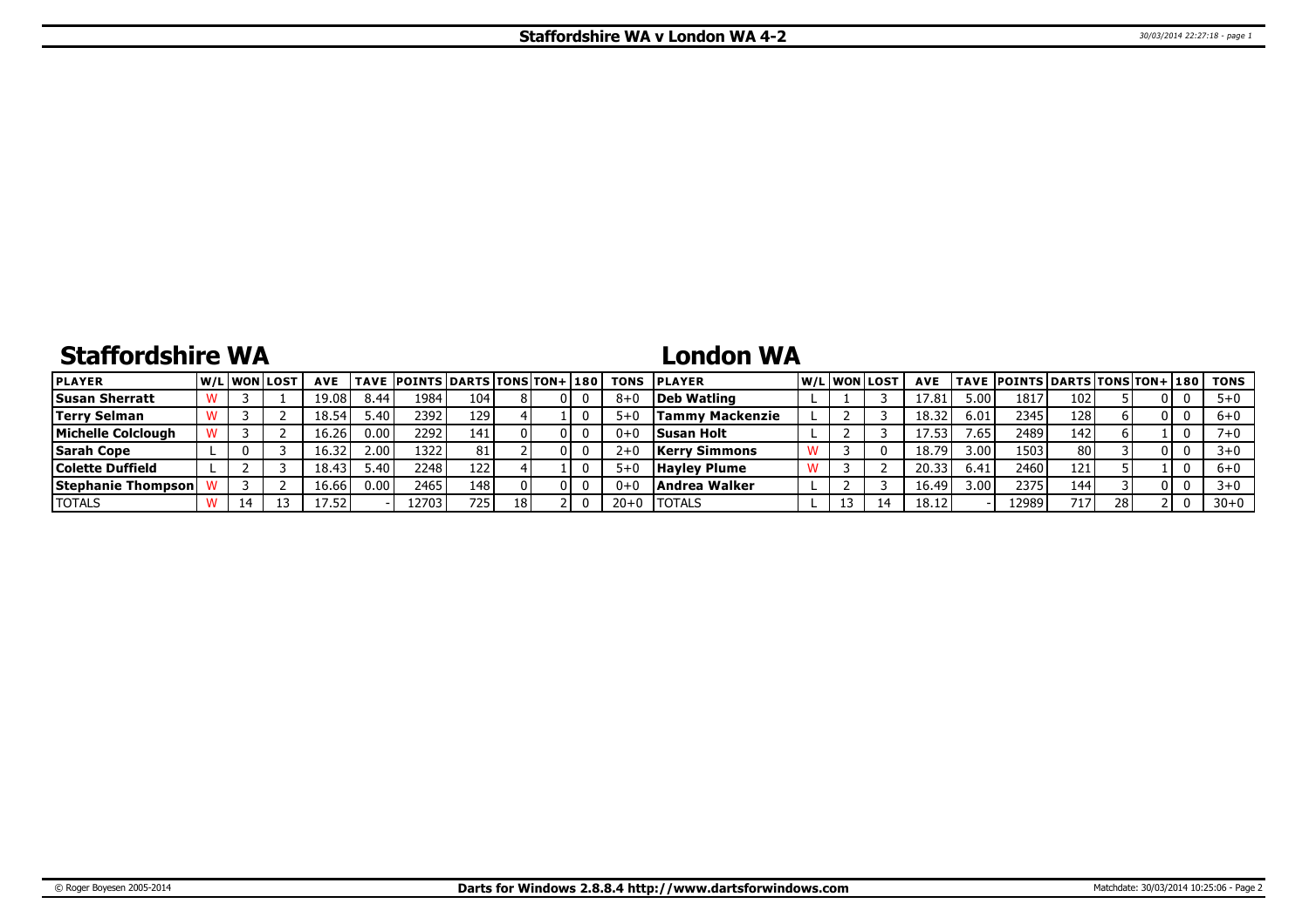# Staffordshire WA v London WA 4-2

## Staffordshire WA

| PLAYER | W/L | WON | LOST | AVE | TAVE | POINTS | DARTS | TONS | TON+ | 180 | TONS |
|---|---|---|---|---|---|---|---|---|---|---|---|
| **Susan Sherratt** | W | 3 | 1 | 19.08 | 8.44 | 1984 | 104 | 8 | 0 | 0 | 8+0 |
| **Terry Selman** | W | 3 | 2 | 18.54 | 5.40 | 2392 | 129 | 4 | 1 | 0 | 5+0 |
| **Michelle Colclough** | W | 3 | 2 | 16.26 | 0.00 | 2292 | 141 | 0 | 0 | 0 | 0+0 |
| **Sarah Cope** | L | 0 | 3 | 16.32 | 2.00 | 1322 | 81 | 2 | 0 | 0 | 2+0 |
| **Colette Duffield** | L | 2 | 3 | 18.43 | 5.40 | 2248 | 122 | 4 | 1 | 0 | 5+0 |
| **Stephanie Thompson** | W | 3 | 2 | 16.66 | 0.00 | 2465 | 148 | 0 | 0 | 0 | 0+0 |
| TOTALS | W | 14 | 13 | 17.52 | - | 12703 | 725 | 18 | 2 | 0 | 20+0 |

## London WA

| PLAYER | W/L | WON | LOST | AVE | TAVE | POINTS | DARTS | TONS | TON+ | 180 | TONS |
|---|---|---|---|---|---|---|---|---|---|---|---|
| **Deb Watling** | L | 1 | 3 | 17.81 | 5.00 | 1817 | 102 | 5 | 0 | 0 | 5+0 |
| **Tammy Mackenzie** | L | 2 | 3 | 18.32 | 6.01 | 2345 | 128 | 6 | 0 | 0 | 6+0 |
| **Susan Holt** | L | 2 | 3 | 17.53 | 7.65 | 2489 | 142 | 6 | 1 | 0 | 7+0 |
| **Kerry Simmons** | W | 3 | 0 | 18.79 | 3.00 | 1503 | 80 | 3 | 0 | 0 | 3+0 |
| **Hayley Plume** | W | 3 | 2 | 20.33 | 6.41 | 2460 | 121 | 5 | 1 | 0 | 6+0 |
| **Andrea Walker** | L | 2 | 3 | 16.49 | 3.00 | 2375 | 144 | 3 | 0 | 0 | 3+0 |
| TOTALS | L | 13 | 14 | 18.12 | - | 12989 | 717 | 28 | 2 | 0 | 30+0 |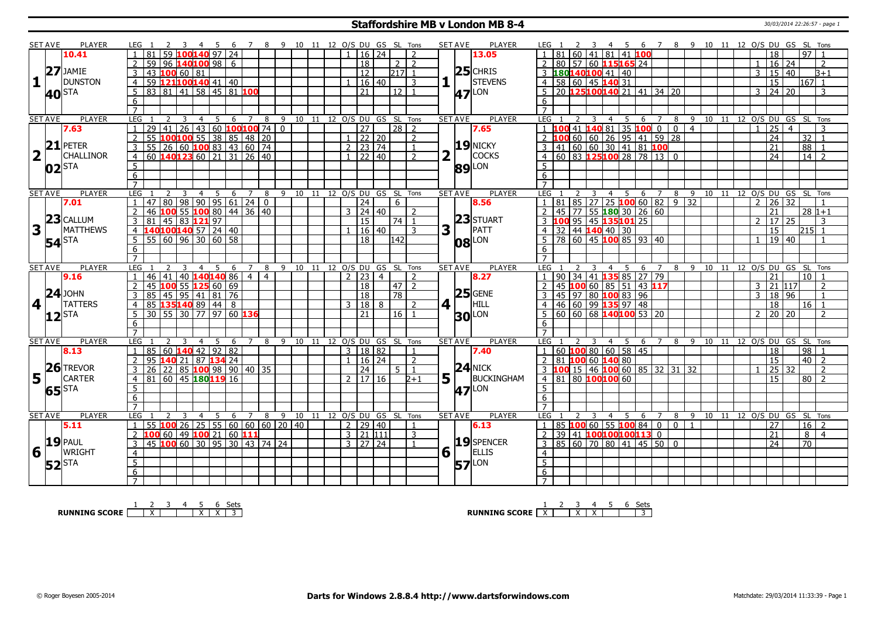# Staffordshire MB v London MB 8-4

30/03/2014 22:26:57 - page 1

## Set 1

| SET AVE | PLAYER | LEG | 1 | 2 | 3 | 4 | 5 | 6 | 7 | 8 | 9 | 10 | 11 | 12 | O/S | DU | GS | SL | Tons |
|---|---|---|---|---|---|---|---|---|---|---|---|---|---|---|---|---|---|---|---|
| 10.41 | JAMIE DUNSTON | 1 | 81 | 59 | 100 | 140 | 97 | 24 | | | | | | | 1 | 16 | 24 | | 2 |
| 27 | STA | 2 | 59 | 96 | 140 | 100 | 98 | 6 | | | | | | | | 18 | | 2 | 2 |
| 40 | | 3 | 43 | 100 | 60 | 81 | | | | | | | | | | 12 | | 217 | 1 |
| | | 4 | 59 | 121 | 100 | 140 | 41 | 40 | | | | | | | 1 | 16 | 40 | | 3 |
| | | 5 | 83 | 81 | 41 | 58 | 45 | 81 | 100 | | | | | | | 21 | | 12 | 1 |

| SET AVE | PLAYER | LEG | 1 | 2 | 3 | 4 | 5 | 6 | 7 | 8 | 9 | 10 | 11 | 12 | O/S | DU | GS | SL | Tons |
|---|---|---|---|---|---|---|---|---|---|---|---|---|---|---|---|---|---|---|---|
| 13.05 | CHRIS STEVENS | 1 | 81 | 60 | 41 | 81 | 41 | 100 | | | | | | | | 18 | | 97 | 1 |
| 25 | LON | 2 | 80 | 57 | 60 | 115 | 165 | 24 | | | | | | | 1 | 16 | 24 | | 2 |
| 47 | | 3 | 180 | 140 | 100 | 41 | 40 | | | | | | | | 3 | 15 | 40 | | 3+1 |
| | | 4 | 58 | 60 | 45 | 140 | 31 | | | | | | | | | 15 | | 167 | 1 |
| | | 5 | 20 | 125 | 100 | 140 | 21 | 41 | 34 | 20 | | | | | 3 | 24 | 20 | | 3 |

## Set 2

| SET AVE | PLAYER | LEG | 1 | 2 | 3 | 4 | 5 | 6 | 7 | 8 | 9 | 10 | 11 | 12 | O/S | DU | GS | SL | Tons |
|---|---|---|---|---|---|---|---|---|---|---|---|---|---|---|---|---|---|---|---|
| 7.63 | PETER CHALLINOR | 1 | 29 | 41 | 26 | 43 | 60 | 100 | 100 | 74 | 0 | | | | | 27 | | 28 | 2 |
| 21 | STA | 2 | 55 | 100 | 100 | 55 | 38 | 85 | 48 | 20 | | | | | 1 | 22 | 20 | | 2 |
| 02 | | 3 | 55 | 26 | 60 | 100 | 83 | 43 | 60 | 74 | | | | | 2 | 23 | 74 | | 1 |
| | | 4 | 60 | 140 | 123 | 60 | 21 | 31 | 26 | 40 | | | | | 1 | 22 | 40 | | 2 |

| SET AVE | PLAYER | LEG | 1 | 2 | 3 | 4 | 5 | 6 | 7 | 8 | 9 | 10 | 11 | 12 | O/S | DU | GS | SL | Tons |
|---|---|---|---|---|---|---|---|---|---|---|---|---|---|---|---|---|---|---|---|
| 7.65 | NICKY COCKS | 1 | 100 | 41 | 140 | 81 | 35 | 100 | 0 | 0 | 4 | | | | 1 | 25 | 4 | | 3 |
| 19 | LON | 2 | 100 | 60 | 60 | 26 | 95 | 41 | 59 | 28 | | | | | | 24 | | 32 | 1 |
| 89 | | 3 | 41 | 60 | 60 | 30 | 41 | 81 | 100 | | | | | | | 21 | | 88 | 1 |
| | | 4 | 60 | 83 | 125 | 100 | 28 | 78 | 13 | 0 | | | | | | 24 | | 14 | 2 |

## Set 3

| SET AVE | PLAYER | LEG | 1 | 2 | 3 | 4 | 5 | 6 | 7 | 8 | 9 | 10 | 11 | 12 | O/S | DU | GS | SL | Tons |
|---|---|---|---|---|---|---|---|---|---|---|---|---|---|---|---|---|---|---|---|
| 7.01 | CALLUM MATTHEWS | 1 | 47 | 80 | 98 | 90 | 95 | 61 | 24 | 0 | | | | | | 24 | | 6 | |
| 23 | STA | 2 | 46 | 100 | 55 | 100 | 80 | 44 | 36 | 40 | | | | | 3 | 24 | 40 | | 2 |
| 54 | | 3 | 81 | 45 | 83 | 121 | 97 | | | | | | | | | 15 | | 74 | 1 |
| | | 4 | 140 | 100 | 140 | 57 | 24 | 40 | | | | | | | 1 | 16 | 40 | | 3 |
| | | 5 | 55 | 60 | 96 | 30 | 60 | 58 | | | | | | | | 18 | | 142 | |

| SET AVE | PLAYER | LEG | 1 | 2 | 3 | 4 | 5 | 6 | 7 | 8 | 9 | 10 | 11 | 12 | O/S | DU | GS | SL | Tons |
|---|---|---|---|---|---|---|---|---|---|---|---|---|---|---|---|---|---|---|---|
| 8.56 | STUART PATT | 1 | 81 | 85 | 27 | 25 | 100 | 60 | 82 | 9 | 32 | | | | 2 | 26 | 32 | | 1 |
| 23 | LON | 2 | 45 | 77 | 55 | 180 | 30 | 26 | 60 | | | | | | | 21 | | 28 | 1+1 |
| 08 | | 3 | 100 | 95 | 45 | 135 | 101 | 25 | | | | | | | 2 | 17 | 25 | | 3 |
| | | 4 | 32 | 44 | 140 | 40 | 30 | | | | | | | | | 15 | | 215 | 1 |
| | | 5 | 78 | 60 | 45 | 100 | 85 | 93 | 40 | | | | | | 1 | 19 | 40 | | 1 |

## Set 4

| SET AVE | PLAYER | LEG | 1 | 2 | 3 | 4 | 5 | 6 | 7 | 8 | 9 | 10 | 11 | 12 | O/S | DU | GS | SL | Tons |
|---|---|---|---|---|---|---|---|---|---|---|---|---|---|---|---|---|---|---|---|
| 9.16 | JOHN TATTERS | 1 | 46 | 41 | 40 | 140 | 140 | 86 | 4 | 4 | | | | | 2 | 23 | 4 | | 2 |
| 24 | STA | 2 | 45 | 100 | 55 | 125 | 60 | 69 | | | | | | | | 18 | | 47 | 2 |
| 12 | | 3 | 85 | 45 | 95 | 41 | 81 | 76 | | | | | | | | 18 | | 78 | |
| | | 4 | 85 | 135 | 140 | 89 | 44 | 8 | | | | | | | 3 | 18 | 8 | | 2 |
| | | 5 | 30 | 55 | 30 | 77 | 97 | 60 | 136 | | | | | | | 21 | | 16 | 1 |

| SET AVE | PLAYER | LEG | 1 | 2 | 3 | 4 | 5 | 6 | 7 | 8 | 9 | 10 | 11 | 12 | O/S | DU | GS | SL | Tons |
|---|---|---|---|---|---|---|---|---|---|---|---|---|---|---|---|---|---|---|---|
| 8.27 | GENE HILL | 1 | 90 | 34 | 41 | 135 | 85 | 27 | 79 | | | | | | | 21 | | 10 | 1 |
| 25 | LON | 2 | 45 | 100 | 60 | 85 | 51 | 43 | 117 | | | | | | 3 | 21 | 117 | | 2 |
| 30 | | 3 | 45 | 97 | 80 | 100 | 83 | 96 | | | | | | | 3 | 18 | 96 | | 1 |
| | | 4 | 46 | 60 | 99 | 135 | 97 | 48 | | | | | | | | 18 | | 16 | 1 |
| | | 5 | 60 | 60 | 68 | 140 | 100 | 53 | 20 | | | | | | 2 | 20 | 20 | | 2 |

## Set 5

| SET AVE | PLAYER | LEG | 1 | 2 | 3 | 4 | 5 | 6 | 7 | 8 | 9 | 10 | 11 | 12 | O/S | DU | GS | SL | Tons |
|---|---|---|---|---|---|---|---|---|---|---|---|---|---|---|---|---|---|---|---|
| 8.13 | TREVOR CARTER | 1 | 85 | 60 | 140 | 42 | 92 | 82 | | | | | | | 3 | 18 | 82 | | 1 |
| 26 | STA | 2 | 95 | 140 | 21 | 87 | 134 | 24 | | | | | | | 1 | 16 | 24 | | 2 |
| 65 | | 3 | 26 | 22 | 85 | 100 | 98 | 90 | 40 | 35 | | | | | | 24 | | 5 | 1 |
| | | 4 | 81 | 60 | 45 | 180 | 119 | 16 | | | | | | | 2 | 17 | 16 | | 2+1 |

| SET AVE | PLAYER | LEG | 1 | 2 | 3 | 4 | 5 | 6 | 7 | 8 | 9 | 10 | 11 | 12 | O/S | DU | GS | SL | Tons |
|---|---|---|---|---|---|---|---|---|---|---|---|---|---|---|---|---|---|---|---|
| 7.40 | NICK BUCKINGHAM | 1 | 60 | 100 | 80 | 60 | 58 | 45 | | | | | | | | 18 | | 98 | 1 |
| 24 | LON | 2 | 81 | 100 | 60 | 140 | 80 | | | | | | | | | 15 | | 40 | 2 |
| 47 | | 3 | 100 | 15 | 46 | 100 | 60 | 85 | 32 | 31 | 32 | | | | 1 | 25 | 32 | | 2 |
| | | 4 | 81 | 80 | 100 | 100 | 60 | | | | | | | | | 15 | | 80 | 2 |

## Set 6

| SET AVE | PLAYER | LEG | 1 | 2 | 3 | 4 | 5 | 6 | 7 | 8 | 9 | 10 | 11 | 12 | O/S | DU | GS | SL | Tons |
|---|---|---|---|---|---|---|---|---|---|---|---|---|---|---|---|---|---|---|---|
| 5.11 | PAUL WRIGHT | 1 | 55 | 100 | 26 | 25 | 55 | 60 | 60 | 60 | 20 | 40 | | | 2 | 29 | 40 | | 1 |
| 19 | STA | 2 | 100 | 60 | 49 | 100 | 21 | 60 | 111 | | | | | | 3 | 21 | 111 | | 3 |
| 52 | | 3 | 45 | 100 | 60 | 30 | 95 | 30 | 43 | 74 | 24 | | | | 3 | 27 | 24 | | 1 |

| SET AVE | PLAYER | LEG | 1 | 2 | 3 | 4 | 5 | 6 | 7 | 8 | 9 | 10 | 11 | 12 | O/S | DU | GS | SL | Tons |
|---|---|---|---|---|---|---|---|---|---|---|---|---|---|---|---|---|---|---|---|
| 6.13 | SPENCER ELLIS | 1 | 85 | 100 | 60 | 55 | 100 | 84 | 0 | 0 | 1 | | | | | 27 | | 16 | 2 |
| 19 | LON | 2 | 39 | 41 | 100 | 100 | 100 | 113 | 0 | | | | | | | 21 | | 8 | 4 |
| 57 | | 3 | 85 | 60 | 70 | 80 | 41 | 45 | 50 | 0 | | | | | | 24 | | 70 | |

**RUNNING SCORE** (Staffordshire)

| 1 | 2 | 3 | 4 | 5 | 6 | Sets |
|---|---|---|---|---|---|---|
| | X | | | X | X | 3 |

**RUNNING SCORE** (London)

| 1 | 2 | 3 | 4 | 5 | 6 | Sets |
|---|---|---|---|---|---|---|
| X | | X | X | | | 3 |

© Roger Boyesen 2005-2014 — Darts for Windows 2.8.8.4 http://www.dartsforwindows.com — Matchdate: 29/03/2014 11:33:39 - Page 1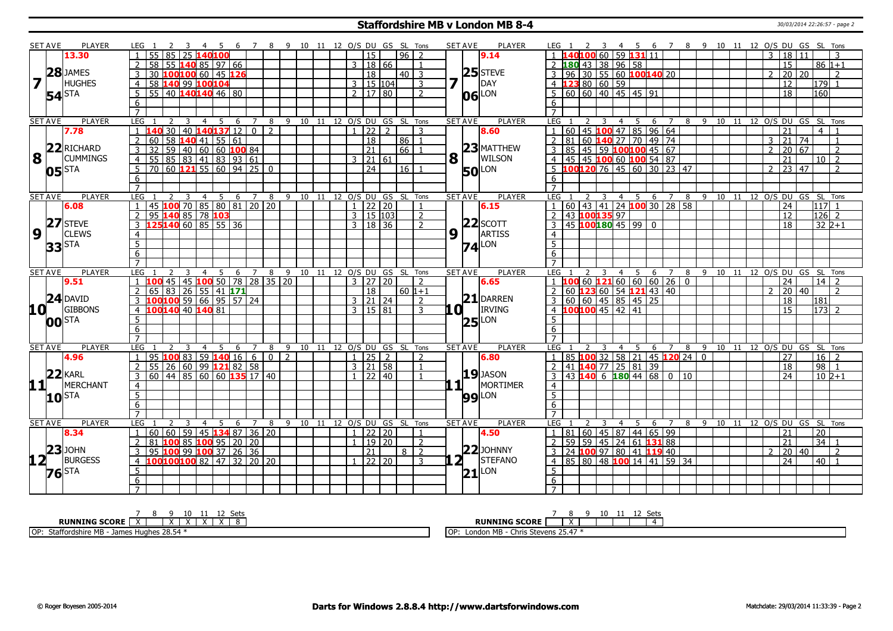# Staffordshire MB v London MB 8-4

30/03/2014 22:26:57 - page 2

| SET AVE | PLAYER | LEG | 1 | 2 | 3 | 4 | 5 | 6 | 7 | 8 | 9 | 10 | 11 | 12 | O/S | DU | GS | SL | Tons | SET AVE | PLAYER | LEG | 1 | 2 | 3 | 4 | 5 | 6 | 7 | 8 | 9 | 10 | 11 | 12 | O/S | DU | GS | SL | Tons |
|---|---|---|---|---|---|---|---|---|---|---|---|---|---|---|---|---|---|---|---|---|---|---|---|---|---|---|---|---|---|---|---|---|---|---|---|---|---|---|---|
| 7 | 13.30 / 28 JAMES HUGHES / 54 STA | 1 | 55 | 85 | 25 | 140 | 100 | | | | | | | | | 15 | | 96 | 2 | 7 | 9.14 / 25 STEVE DAY / 06 LON | 1 | 140 | 100 | 60 | 59 | 131 | 11 | | | | | | | 3 | 18 | 11 | | 3 |
| | | 2 | 58 | 55 | 140 | 85 | 97 | 66 | | | | | | | 3 | 18 | 66 | | 1 | | | 2 | 180 | 43 | 38 | 96 | 58 | | | | | | | | | 15 | | 86 | 1+1 |
| | | 3 | 30 | 100 | 100 | 60 | 45 | 126 | | | | | | | | 18 | | 40 | 3 | | | 3 | 96 | 30 | 55 | 60 | 100 | 140 | 20 | | | | | | 2 | 20 | 20 | | 2 |
| | | 4 | 58 | 140 | 99 | 100 | 104 | | | | | | | | 3 | 15 | 104 | | 3 | | | 4 | 123 | 80 | 60 | 59 | | | | | | | | | | 12 | | 179 | 1 |
| | | 5 | 55 | 40 | 140 | 140 | 46 | 80 | | | | | | | 2 | 17 | 80 | | 2 | | | 5 | 60 | 60 | 40 | 45 | 45 | 91 | | | | | | | | 18 | | 160 | |
| 8 | 7.78 / 22 RICHARD CUMMINGS / 05 STA | 1 | 140 | 30 | 40 | 140 | 137 | 12 | 0 | 2 | | | | | 1 | 22 | 2 | | 3 | 8 | 8.60 / 23 MATTHEW WILSON / 50 LON | 1 | 60 | 45 | 100 | 47 | 85 | 96 | 64 | | | | | | | 21 | | 4 | 1 |
| | | 2 | 60 | 58 | 140 | 41 | 55 | 61 | | | | | | | | 18 | | 86 | 1 | | | 2 | 81 | 60 | 140 | 27 | 70 | 49 | 74 | | | | | | 3 | 21 | 74 | | 1 |
| | | 3 | 32 | 59 | 40 | 60 | 60 | 100 | 84 | | | | | | | 21 | | 66 | 1 | | | 3 | 85 | 45 | 59 | 100 | 100 | 45 | 67 | | | | | | 2 | 20 | 67 | | 2 |
| | | 4 | 55 | 85 | 83 | 41 | 83 | 93 | 61 | | | | | | 3 | 21 | 61 | | | | | 4 | 45 | 45 | 100 | 60 | 100 | 54 | 87 | | | | | | | 21 | | 10 | 2 |
| | | 5 | 70 | 60 | 121 | 55 | 60 | 94 | 25 | 0 | | | | | | 24 | | 16 | 1 | | | 5 | 100 | 120 | 76 | 45 | 60 | 30 | 23 | 47 | | | | | 2 | 23 | 47 | | 2 |
| 9 | 6.08 / 27 STEVE CLEWS / 33 STA | 1 | 45 | 100 | 70 | 85 | 80 | 81 | 20 | 20 | | | | | 1 | 22 | 20 | | 1 | 9 | 6.15 / 22 SCOTT ARTISS / 74 LON | 1 | 60 | 43 | 41 | 24 | 100 | 30 | 28 | 58 | | | | | | 24 | | 117 | 1 |
| | | 2 | 95 | 140 | 85 | 78 | 103 | | | | | | | | 3 | 15 | 103 | | 2 | | | 2 | 43 | 100 | 135 | 97 | | | | | | | | | | 12 | | 126 | 2 |
| | | 3 | 125 | 140 | 60 | 85 | 55 | 36 | | | | | | | 3 | 18 | 36 | | 2 | | | 3 | 45 | 100 | 180 | 45 | 99 | 0 | | | | | | | | 18 | | 32 | 2+1 |
| 10 | 9.51 / 24 DAVID GIBBONS / 00 STA | 1 | 100 | 45 | 45 | 100 | 50 | 78 | 28 | 35 | 20 | | | | 3 | 27 | 20 | | 2 | 10 | 6.65 / 21 DARREN IRVING / 25 LON | 1 | 100 | 60 | 121 | 60 | 60 | 60 | 26 | 0 | | | | | | 24 | | 14 | 2 |
| | | 2 | 65 | 83 | 26 | 55 | 41 | 171 | | | | | | | | 18 | | 60 | 1+1 | | | 2 | 60 | 123 | 60 | 54 | 121 | 43 | 40 | | | | | | 2 | 20 | 40 | | 2 |
| | | 3 | 100 | 100 | 59 | 66 | 95 | 57 | 24 | | | | | | 3 | 21 | 24 | | 2 | | | 3 | 60 | 60 | 45 | 85 | 45 | 25 | | | | | | | | 18 | | 181 | |
| | | 4 | 100 | 140 | 40 | 140 | 81 | | | | | | | | 3 | 15 | 81 | | 3 | | | 4 | 100 | 100 | 45 | 42 | 41 | | | | | | | | | 15 | | 173 | 2 |
| 11 | 4.96 / 22 KARL MERCHANT / 10 STA | 1 | 95 | 100 | 83 | 59 | 140 | 16 | 6 | 0 | 2 | | | | 1 | 25 | 2 | | 2 | 11 | 6.80 / 19 JASON MORTIMER / 99 LON | 1 | 85 | 100 | 32 | 58 | 21 | 45 | 120 | 24 | 0 | | | | | 27 | | 16 | 2 |
| | | 2 | 55 | 26 | 60 | 99 | 121 | 82 | 58 | | | | | | 3 | 21 | 58 | | 1 | | | 2 | 41 | 140 | 77 | 25 | 81 | 39 | | | | | | | | 18 | | 98 | 1 |
| | | 3 | 60 | 44 | 85 | 60 | 60 | 135 | 17 | 40 | | | | | 1 | 22 | 40 | | 1 | | | 3 | 43 | 140 | 6 | 180 | 44 | 68 | 0 | 10 | | | | | | 24 | | 10 | 2+1 |
| 12 | 8.34 / 23 JOHN BURGESS / 76 STA | 1 | 60 | 60 | 59 | 45 | 134 | 87 | 36 | 20 | | | | | 1 | 22 | 20 | | 1 | 12 | 4.50 / 22 JOHNNY STEFANO / 21 LON | 1 | 81 | 60 | 45 | 87 | 44 | 65 | 99 | | | | | | | 21 | | 20 | |
| | | 2 | 81 | 100 | 85 | 100 | 95 | 20 | 20 | | | | | | 1 | 19 | 20 | | 2 | | | 2 | 59 | 59 | 45 | 24 | 61 | 131 | 88 | | | | | | | 21 | | 34 | 1 |
| | | 3 | 95 | 100 | 99 | 100 | 37 | 26 | 36 | | | | | | | 21 | | 8 | 2 | | | 3 | 24 | 100 | 97 | 80 | 41 | 119 | 40 | | | | | | 2 | 20 | 40 | | 2 |
| | | 4 | 100 | 100 | 100 | 82 | 47 | 32 | 20 | 20 | | | | | 1 | 22 | 20 | | 3 | | | 4 | 85 | 80 | 48 | 100 | 14 | 41 | 59 | 34 | | | | | | 24 | | 40 | 1 |

| RUNNING SCORE | 7 | 8 | 9 | 10 | 11 | 12 | Sets |
|---|---|---|---|---|---|---|---|
| Staffordshire MB | X | | X | X | X | X | 8 |
| London MB | | X | | | | | 4 |

OP: Staffordshire MB - James Hughes 28.54 *

OP: London MB - Chris Stevens 25.47 *

© Roger Boyesen 2005-2014 — Darts for Windows 2.8.8.4 http://www.dartsforwindows.com — Matchdate: 29/03/2014 11:33:39 - Page 2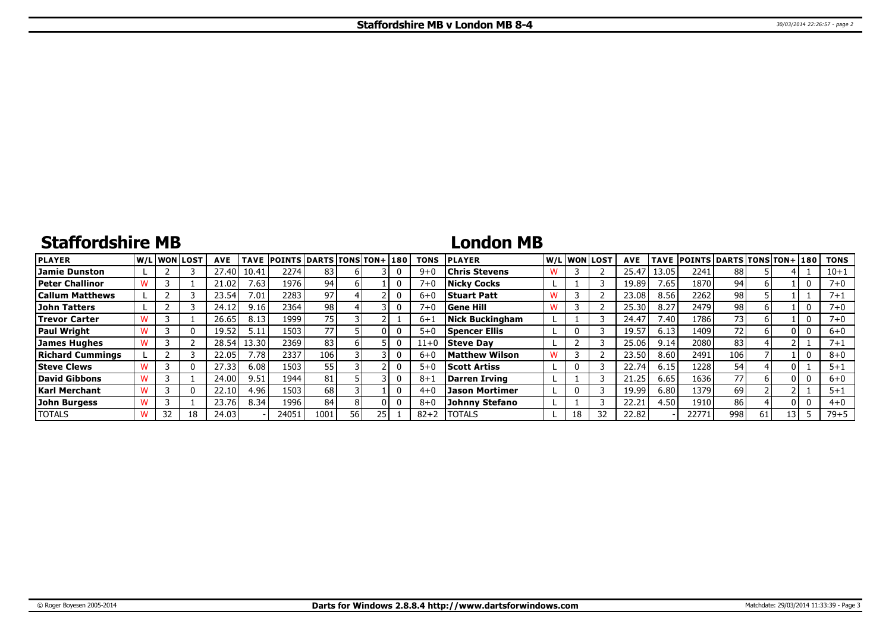# Staffordshire MB v London MB 8-4

## Staffordshire MB

| PLAYER | W/L | WON | LOST | AVE | TAVE | POINTS | DARTS | TONS | TON+ | 180 | TONS |
|---|---|---|---|---|---|---|---|---|---|---|---|
| Jamie Dunston | L | 2 | 3 | 27.40 | 10.41 | 2274 | 83 | 6 | 3 | 0 | 9+0 |
| Peter Challinor | W | 3 | 1 | 21.02 | 7.63 | 1976 | 94 | 6 | 1 | 0 | 7+0 |
| Callum Matthews | L | 2 | 3 | 23.54 | 7.01 | 2283 | 97 | 4 | 2 | 0 | 6+0 |
| John Tatters | L | 2 | 3 | 24.12 | 9.16 | 2364 | 98 | 4 | 3 | 0 | 7+0 |
| Trevor Carter | W | 3 | 1 | 26.65 | 8.13 | 1999 | 75 | 3 | 2 | 1 | 6+1 |
| Paul Wright | W | 3 | 0 | 19.52 | 5.11 | 1503 | 77 | 5 | 0 | 0 | 5+0 |
| James Hughes | W | 3 | 2 | 28.54 | 13.30 | 2369 | 83 | 6 | 5 | 0 | 11+0 |
| Richard Cummings | L | 2 | 3 | 22.05 | 7.78 | 2337 | 106 | 3 | 3 | 0 | 6+0 |
| Steve Clews | W | 3 | 0 | 27.33 | 6.08 | 1503 | 55 | 3 | 2 | 0 | 5+0 |
| David Gibbons | W | 3 | 1 | 24.00 | 9.51 | 1944 | 81 | 5 | 3 | 0 | 8+1 |
| Karl Merchant | W | 3 | 0 | 22.10 | 4.96 | 1503 | 68 | 3 | 1 | 0 | 4+0 |
| John Burgess | W | 3 | 1 | 23.76 | 8.34 | 1996 | 84 | 8 | 0 | 0 | 8+0 |
| TOTALS | W | 32 | 18 | 24.03 | - | 24051 | 1001 | 56 | 25 | 1 | 82+2 |

## London MB

| PLAYER | W/L | WON | LOST | AVE | TAVE | POINTS | DARTS | TONS | TON+ | 180 | TONS |
|---|---|---|---|---|---|---|---|---|---|---|---|
| Chris Stevens | W | 3 | 2 | 25.47 | 13.05 | 2241 | 88 | 5 | 4 | 1 | 10+1 |
| Nicky Cocks | L | 1 | 3 | 19.89 | 7.65 | 1870 | 94 | 6 | 1 | 0 | 7+0 |
| Stuart Patt | W | 3 | 2 | 23.08 | 8.56 | 2262 | 98 | 5 | 1 | 1 | 7+1 |
| Gene Hill | W | 3 | 2 | 25.30 | 8.27 | 2479 | 98 | 6 | 1 | 0 | 7+0 |
| Nick Buckingham | L | 1 | 3 | 24.47 | 7.40 | 1786 | 73 | 6 | 1 | 0 | 7+0 |
| Spencer Ellis | L | 0 | 3 | 19.57 | 6.13 | 1409 | 72 | 6 | 0 | 0 | 6+0 |
| Steve Day | L | 2 | 3 | 25.06 | 9.14 | 2080 | 83 | 4 | 2 | 1 | 7+1 |
| Matthew Wilson | W | 3 | 2 | 23.50 | 8.60 | 2491 | 106 | 7 | 1 | 0 | 8+0 |
| Scott Artiss | L | 0 | 3 | 22.74 | 6.15 | 1228 | 54 | 4 | 0 | 1 | 5+1 |
| Darren Irving | L | 1 | 3 | 21.25 | 6.65 | 1636 | 77 | 6 | 0 | 0 | 6+0 |
| Jason Mortimer | L | 0 | 3 | 19.99 | 6.80 | 1379 | 69 | 2 | 2 | 1 | 5+1 |
| Johnny Stefano | L | 1 | 3 | 22.21 | 4.50 | 1910 | 86 | 4 | 0 | 0 | 4+0 |
| TOTALS | L | 18 | 32 | 22.82 | - | 22771 | 998 | 61 | 13 | 5 | 79+5 |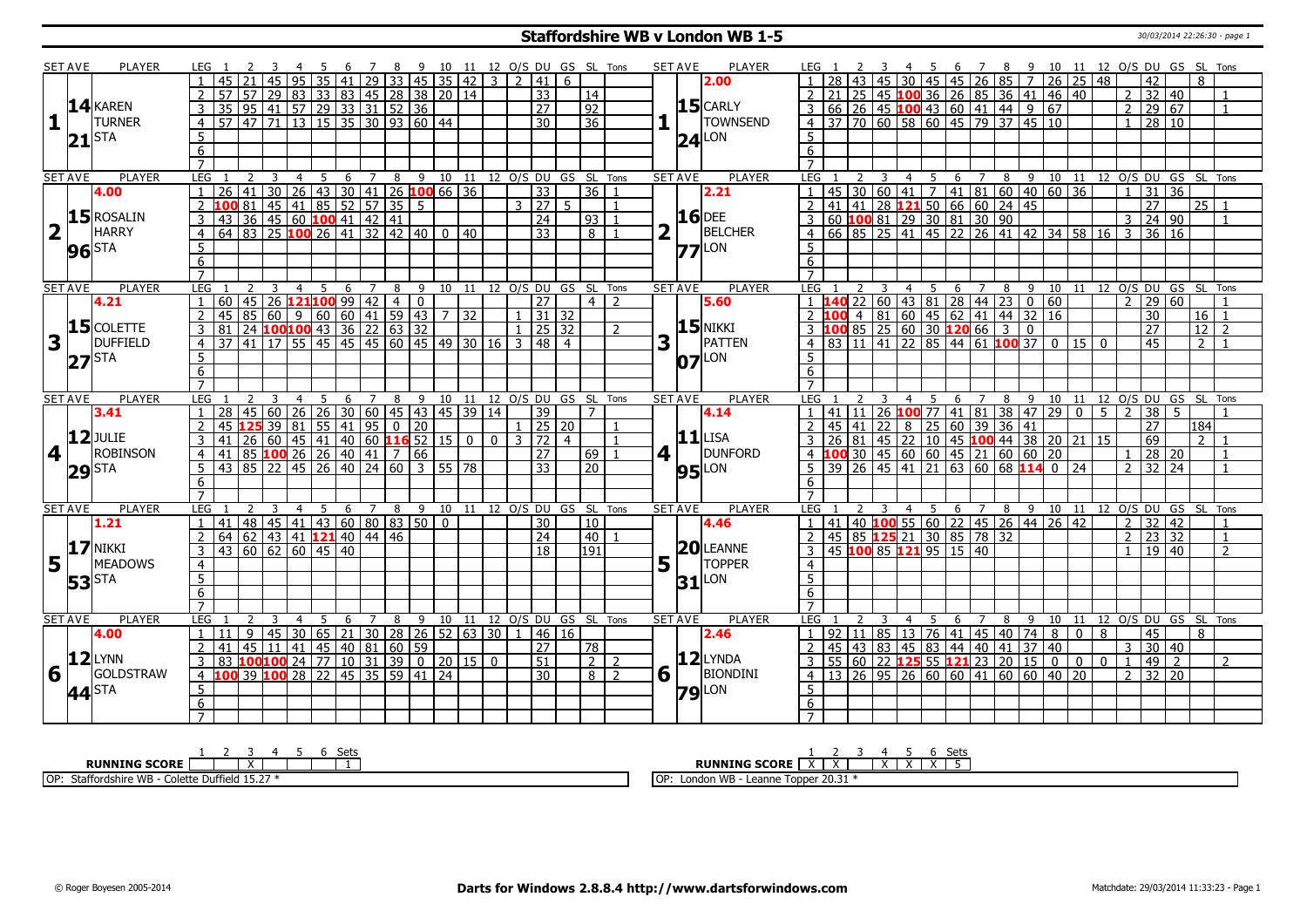# Staffordshire WB v London WB 1-5

30/03/2014 22:26:30 - page 1

## Set 1

| SET AVE | PLAYER | LEG | 1 | 2 | 3 | 4 | 5 | 6 | 7 | 8 | 9 | 10 | 11 | 12 | O/S | DU | GS | SL | Tons |
|---|---|---|---|---|---|---|---|---|---|---|---|---|---|---|---|---|---|---|---|
| 14.21 | KAREN TURNER (STA) | 1 | 45 | 21 | 45 | 95 | 35 | 41 | 29 | 33 | 45 | 35 | 42 | 3 | 2 | 41 | 6 | | |
| | | 2 | 57 | 57 | 29 | 83 | 33 | 83 | 45 | 28 | 38 | 20 | 14 | | | 33 | | 14 | |
| | | 3 | 35 | 95 | 41 | 57 | 29 | 33 | 31 | 52 | 36 | | | | | 27 | | 92 | |
| | | 4 | 57 | 47 | 71 | 13 | 15 | 35 | 30 | 93 | 60 | 44 | | | | 30 | | 36 | |

| SET AVE | PLAYER | LEG | 1 | 2 | 3 | 4 | 5 | 6 | 7 | 8 | 9 | 10 | 11 | 12 | O/S | DU | GS | SL | Tons |
|---|---|---|---|---|---|---|---|---|---|---|---|---|---|---|---|---|---|---|---|
| 15.24 (2.00) | CARLY TOWNSEND (LON) | 1 | 28 | 43 | 45 | 30 | 45 | 45 | 26 | 85 | 7 | 26 | 25 | 48 | | 42 | | 8 | |
| | | 2 | 21 | 25 | 45 | 100 | 36 | 26 | 85 | 36 | 41 | 46 | 40 | | 2 | 32 | 40 | | 1 |
| | | 3 | 66 | 26 | 45 | 100 | 43 | 60 | 41 | 44 | 9 | 67 | | | 2 | 29 | 67 | | 1 |
| | | 4 | 37 | 70 | 60 | 58 | 60 | 45 | 79 | 37 | 45 | 10 | | | 1 | 28 | 10 | | |

## Set 2

| SET AVE | PLAYER | LEG | 1 | 2 | 3 | 4 | 5 | 6 | 7 | 8 | 9 | 10 | 11 | 12 | O/S | DU | GS | SL | Tons |
|---|---|---|---|---|---|---|---|---|---|---|---|---|---|---|---|---|---|---|---|
| 15.96 (4.00) | ROSALIN HARRY (STA) | 1 | 26 | 41 | 30 | 26 | 43 | 30 | 41 | 26 | 100 | 66 | 36 | | | 33 | | 36 | 1 |
| | | 2 | 100 | 81 | 45 | 41 | 85 | 52 | 57 | 35 | 5 | | | | 3 | 27 | 5 | | 1 |
| | | 3 | 43 | 36 | 45 | 60 | 100 | 41 | 42 | 41 | | | | | | 24 | | 93 | 1 |
| | | 4 | 64 | 83 | 25 | 100 | 26 | 41 | 32 | 42 | 40 | 0 | 40 | | | 33 | | 8 | 1 |

| SET AVE | PLAYER | LEG | 1 | 2 | 3 | 4 | 5 | 6 | 7 | 8 | 9 | 10 | 11 | 12 | O/S | DU | GS | SL | Tons |
|---|---|---|---|---|---|---|---|---|---|---|---|---|---|---|---|---|---|---|---|
| 16.77 (2.21) | DEE BELCHER (LON) | 1 | 45 | 30 | 60 | 41 | 7 | 41 | 81 | 60 | 40 | 60 | 36 | | 1 | 31 | 36 | | |
| | | 2 | 41 | 41 | 28 | 121 | 50 | 66 | 60 | 24 | 45 | | | | | 27 | | 25 | 1 |
| | | 3 | 60 | 100 | 81 | 29 | 30 | 81 | 30 | 90 | | | | | 3 | 24 | 90 | | 1 |
| | | 4 | 66 | 85 | 25 | 41 | 45 | 22 | 26 | 41 | 42 | 34 | 58 | 16 | 3 | 36 | 16 | | |

## Set 3

| SET AVE | PLAYER | LEG | 1 | 2 | 3 | 4 | 5 | 6 | 7 | 8 | 9 | 10 | 11 | 12 | O/S | DU | GS | SL | Tons |
|---|---|---|---|---|---|---|---|---|---|---|---|---|---|---|---|---|---|---|---|
| 15.27 (4.21) | COLETTE DUFFIELD (STA) | 1 | 60 | 45 | 26 | 121 | 100 | 99 | 42 | 4 | 0 | | | | | 27 | | 4 | 2 |
| | | 2 | 45 | 85 | 60 | 9 | 60 | 60 | 41 | 59 | 43 | 7 | 32 | | 1 | 31 | 32 | | |
| | | 3 | 81 | 24 | 100 | 100 | 43 | 36 | 22 | 63 | 32 | | | | 1 | 25 | 32 | | 2 |
| | | 4 | 37 | 41 | 17 | 55 | 45 | 45 | 45 | 60 | 45 | 49 | 30 | 16 | 3 | 48 | 4 | | |

| SET AVE | PLAYER | LEG | 1 | 2 | 3 | 4 | 5 | 6 | 7 | 8 | 9 | 10 | 11 | 12 | O/S | DU | GS | SL | Tons |
|---|---|---|---|---|---|---|---|---|---|---|---|---|---|---|---|---|---|---|---|
| 15.07 (5.60) | NIKKI PATTEN (LON) | 1 | 140 | 22 | 60 | 43 | 81 | 28 | 44 | 23 | 0 | 60 | | | 2 | 29 | 60 | | 1 |
| | | 2 | 100 | 4 | 81 | 60 | 45 | 62 | 41 | 44 | 32 | 16 | | | | 30 | | 16 | 1 |
| | | 3 | 100 | 85 | 25 | 60 | 30 | 120 | 66 | 3 | 0 | | | | | 27 | | 12 | 2 |
| | | 4 | 83 | 11 | 41 | 22 | 85 | 44 | 61 | 100 | 37 | 0 | 15 | 0 | | 45 | | 2 | 1 |

## Set 4

| SET AVE | PLAYER | LEG | 1 | 2 | 3 | 4 | 5 | 6 | 7 | 8 | 9 | 10 | 11 | 12 | O/S | DU | GS | SL | Tons |
|---|---|---|---|---|---|---|---|---|---|---|---|---|---|---|---|---|---|---|---|
| 12.29 (3.41) | JULIE ROBINSON (STA) | 1 | 28 | 45 | 60 | 26 | 26 | 30 | 60 | 45 | 43 | 45 | 39 | 14 | | 39 | | 7 | |
| | | 2 | 45 | 125 | 39 | 81 | 55 | 41 | 95 | 0 | 20 | | | | 1 | 25 | 20 | | 1 |
| | | 3 | 41 | 26 | 60 | 45 | 41 | 40 | 60 | 116 | 52 | 15 | 0 | 0 | 3 | 72 | 4 | | 1 |
| | | 4 | 41 | 85 | 100 | 26 | 26 | 40 | 41 | 7 | 66 | | | | | 27 | | 69 | 1 |
| | | 5 | 43 | 85 | 22 | 45 | 26 | 40 | 24 | 60 | 3 | 55 | 78 | | | 33 | | 20 | |

| SET AVE | PLAYER | LEG | 1 | 2 | 3 | 4 | 5 | 6 | 7 | 8 | 9 | 10 | 11 | 12 | O/S | DU | GS | SL | Tons |
|---|---|---|---|---|---|---|---|---|---|---|---|---|---|---|---|---|---|---|---|
| 11.95 (4.14) | LISA DUNFORD (LON) | 1 | 41 | 11 | 26 | 100 | 77 | 41 | 81 | 38 | 47 | 29 | 0 | 5 | 2 | 38 | 5 | | 1 |
| | | 2 | 45 | 41 | 22 | 8 | 25 | 60 | 39 | 36 | 41 | | | | | 27 | | 184 | |
| | | 3 | 26 | 81 | 45 | 22 | 10 | 45 | 100 | 44 | 38 | 20 | 21 | 15 | | 69 | | 2 | 1 |
| | | 4 | 100 | 30 | 45 | 60 | 60 | 45 | 21 | 60 | 60 | 20 | | | 1 | 28 | 20 | | 1 |
| | | 5 | 39 | 26 | 45 | 41 | 21 | 63 | 60 | 68 | 114 | 0 | 24 | | 2 | 32 | 24 | | 1 |

## Set 5

| SET AVE | PLAYER | LEG | 1 | 2 | 3 | 4 | 5 | 6 | 7 | 8 | 9 | 10 | 11 | 12 | O/S | DU | GS | SL | Tons |
|---|---|---|---|---|---|---|---|---|---|---|---|---|---|---|---|---|---|---|---|
| 17.53 (1.21) | NIKKI MEADOWS (STA) | 1 | 41 | 48 | 45 | 41 | 43 | 60 | 80 | 83 | 50 | 0 | | | | 30 | | 10 | |
| | | 2 | 64 | 62 | 43 | 41 | 121 | 40 | 44 | 46 | | | | | | 24 | | 40 | 1 |
| | | 3 | 43 | 60 | 62 | 60 | 45 | 40 | | | | | | | | 18 | | 191 | |

| SET AVE | PLAYER | LEG | 1 | 2 | 3 | 4 | 5 | 6 | 7 | 8 | 9 | 10 | 11 | 12 | O/S | DU | GS | SL | Tons |
|---|---|---|---|---|---|---|---|---|---|---|---|---|---|---|---|---|---|---|---|
| 20.31 (4.46) | LEANNE TOPPER (LON) | 1 | 41 | 40 | 100 | 55 | 60 | 22 | 45 | 26 | 44 | 26 | 42 | | 2 | 32 | 42 | | 1 |
| | | 2 | 45 | 85 | 125 | 21 | 30 | 85 | 78 | 32 | | | | | 2 | 23 | 32 | | 1 |
| | | 3 | 45 | 100 | 85 | 121 | 95 | 15 | 40 | | | | | | 1 | 19 | 40 | | 2 |

## Set 6

| SET AVE | PLAYER | LEG | 1 | 2 | 3 | 4 | 5 | 6 | 7 | 8 | 9 | 10 | 11 | 12 | O/S | DU | GS | SL | Tons |
|---|---|---|---|---|---|---|---|---|---|---|---|---|---|---|---|---|---|---|---|
| 12.44 (4.00) | LYNN GOLDSTRAW (STA) | 1 | 11 | 9 | 45 | 30 | 65 | 21 | 30 | 28 | 26 | 52 | 63 | 30 | 1 | 46 | 16 | | |
| | | 2 | 41 | 45 | 11 | 41 | 45 | 40 | 81 | 60 | 59 | | | | | 27 | | 78 | |
| | | 3 | 83 | 100 | 100 | 24 | 77 | 10 | 31 | 39 | 0 | 20 | 15 | 0 | | 51 | | 2 | 2 |
| | | 4 | 100 | 39 | 100 | 28 | 22 | 45 | 35 | 59 | 41 | 24 | | | | 30 | | 8 | 2 |

| SET AVE | PLAYER | LEG | 1 | 2 | 3 | 4 | 5 | 6 | 7 | 8 | 9 | 10 | 11 | 12 | O/S | DU | GS | SL | Tons |
|---|---|---|---|---|---|---|---|---|---|---|---|---|---|---|---|---|---|---|---|
| 12.79 (2.46) | LYNDA BIONDINI (LON) | 1 | 92 | 11 | 85 | 13 | 76 | 41 | 45 | 40 | 74 | 8 | 0 | 8 | | 45 | | 8 | |
| | | 2 | 45 | 43 | 83 | 45 | 83 | 44 | 40 | 41 | 37 | 40 | | | 3 | 30 | 40 | | |
| | | 3 | 55 | 60 | 22 | 125 | 55 | 121 | 23 | 20 | 15 | 0 | 0 | 0 | 1 | 49 | 2 | | 2 |
| | | 4 | 13 | 26 | 95 | 26 | 60 | 60 | 41 | 60 | 60 | 40 | 20 | | 2 | 32 | 20 | | |

| RUNNING SCORE | 1 | 2 | 3 | 4 | 5 | 6 | Sets |
|---|---|---|---|---|---|---|---|
| Staffordshire WB | | | X | | | | 1 |
| London WB | X | X | | X | X | X | 5 |

OP: Staffordshire WB - Colette Duffield 15.27 *

OP: London WB - Leanne Topper 20.31 *

© Roger Boyesen 2005-2014 — Darts for Windows 2.8.8.4 http://www.dartsforwindows.com — Matchdate: 29/03/2014 11:33:23 - Page 1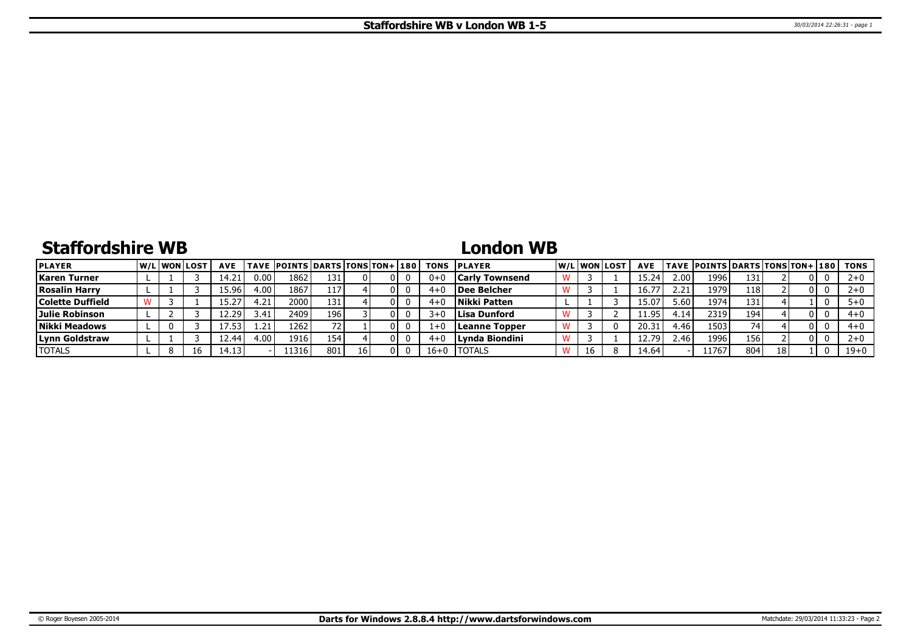# Staffordshire WB v London WB 1-5

## Staffordshire WB

| PLAYER | W/L | WON | LOST | AVE | TAVE | POINTS | DARTS | TONS | TON+ | 180 | TONS |
|---|---|---|---|---|---|---|---|---|---|---|---|
| Karen Turner | L | 1 | 3 | 14.21 | 0.00 | 1862 | 131 | 0 | 0 | 0 | 0+0 |
| Rosalin Harry | L | 1 | 3 | 15.96 | 4.00 | 1867 | 117 | 4 | 0 | 0 | 4+0 |
| Colette Duffield | W | 3 | 1 | 15.27 | 4.21 | 2000 | 131 | 4 | 0 | 0 | 4+0 |
| Julie Robinson | L | 2 | 3 | 12.29 | 3.41 | 2409 | 196 | 3 | 0 | 0 | 3+0 |
| Nikki Meadows | L | 0 | 3 | 17.53 | 1.21 | 1262 | 72 | 1 | 0 | 0 | 1+0 |
| Lynn Goldstraw | L | 1 | 3 | 12.44 | 4.00 | 1916 | 154 | 4 | 0 | 0 | 4+0 |
| TOTALS | L | 8 | 16 | 14.13 | - | 11316 | 801 | 16 | 0 | 0 | 16+0 |

## London WB

| PLAYER | W/L | WON | LOST | AVE | TAVE | POINTS | DARTS | TONS | TON+ | 180 | TONS |
|---|---|---|---|---|---|---|---|---|---|---|---|
| Carly Townsend | W | 3 | 1 | 15.24 | 2.00 | 1996 | 131 | 2 | 0 | 0 | 2+0 |
| Dee Belcher | W | 3 | 1 | 16.77 | 2.21 | 1979 | 118 | 2 | 0 | 0 | 2+0 |
| Nikki Patten | L | 1 | 3 | 15.07 | 5.60 | 1974 | 131 | 4 | 1 | 0 | 5+0 |
| Lisa Dunford | W | 3 | 2 | 11.95 | 4.14 | 2319 | 194 | 4 | 0 | 0 | 4+0 |
| Leanne Topper | W | 3 | 0 | 20.31 | 4.46 | 1503 | 74 | 4 | 0 | 0 | 4+0 |
| Lynda Biondini | W | 3 | 1 | 12.79 | 2.46 | 1996 | 156 | 2 | 0 | 0 | 2+0 |
| TOTALS | W | 16 | 8 | 14.64 | - | 11767 | 804 | 18 | 1 | 0 | 19+0 |